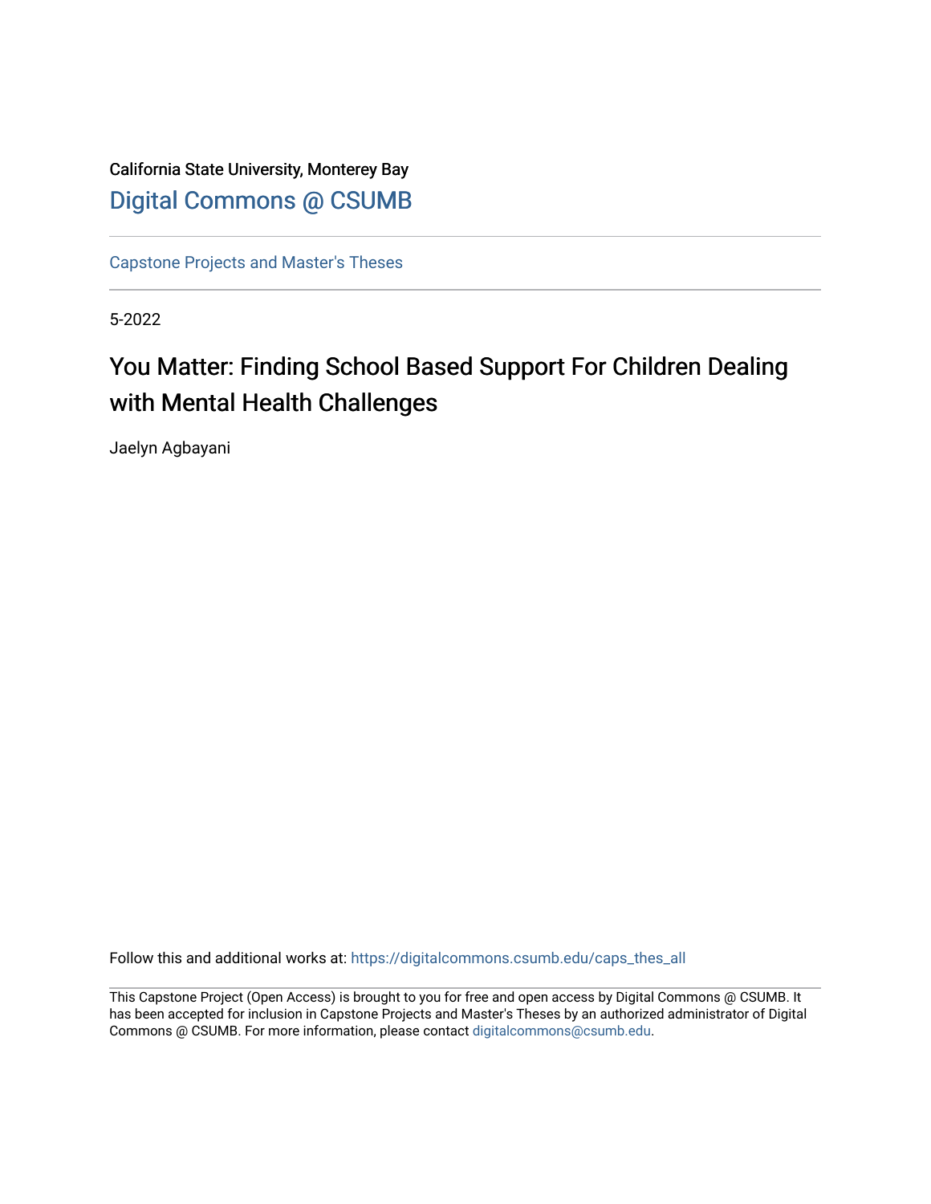California State University, Monterey Bay

Digital Commons @ CSUMB

Capstone Projects and Master's Theses

5-2022

# You Matter: Finding School Based Support For Children Dealing with Mental Health Challenges

Jaelyn Agbayani

Follow this and additional works at: https://digitalcommons.csumb.edu/caps_thes_all

This Capstone Project (Open Access) is brought to you for free and open access by Digital Commons @ CSUMB. It has been accepted for inclusion in Capstone Projects and Master's Theses by an authorized administrator of Digital Commons @ CSUMB. For more information, please contact digitalcommons@csumb.edu.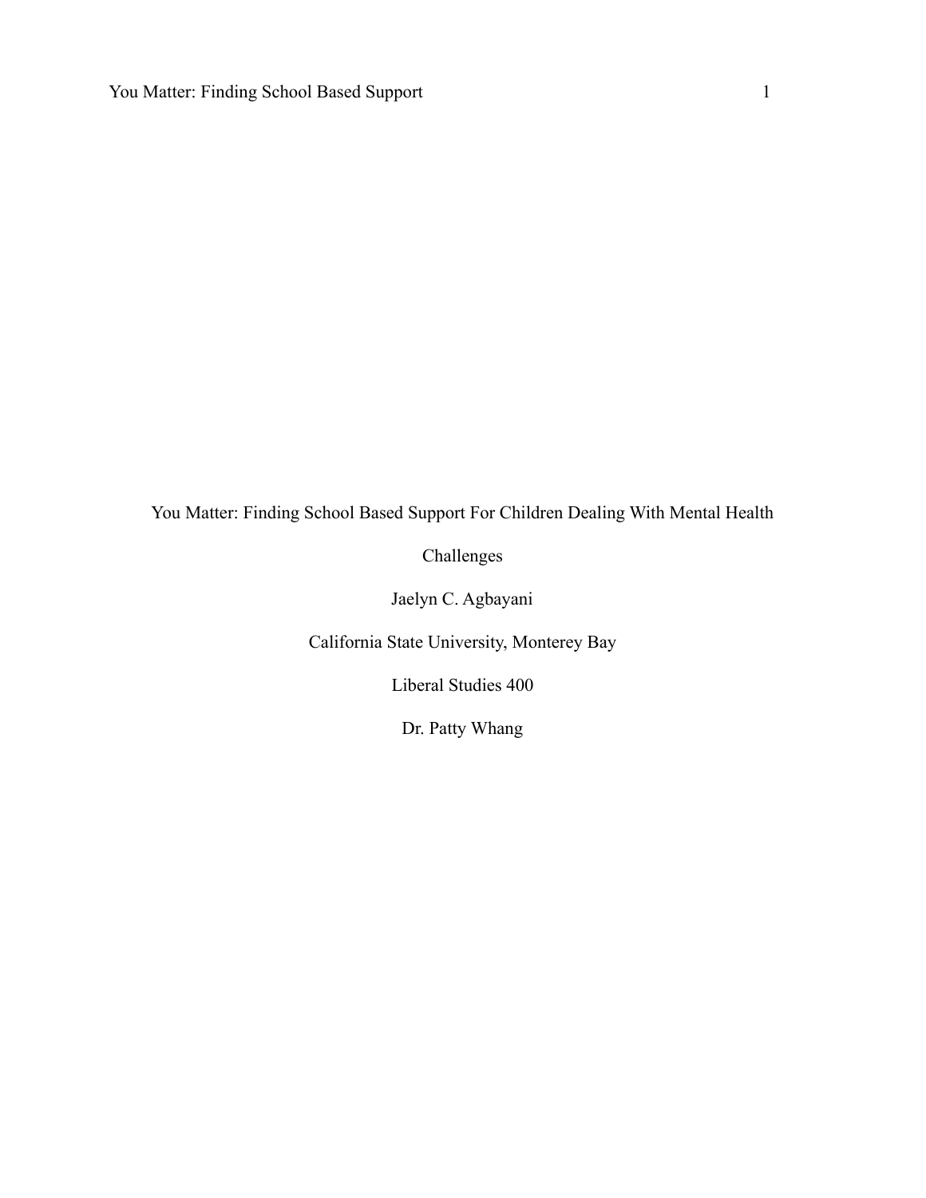# You Matter: Finding School Based Support For Children Dealing With Mental Health Challenges

Jaelyn C. Agbayani

California State University, Monterey Bay

Liberal Studies 400

Dr. Patty Whang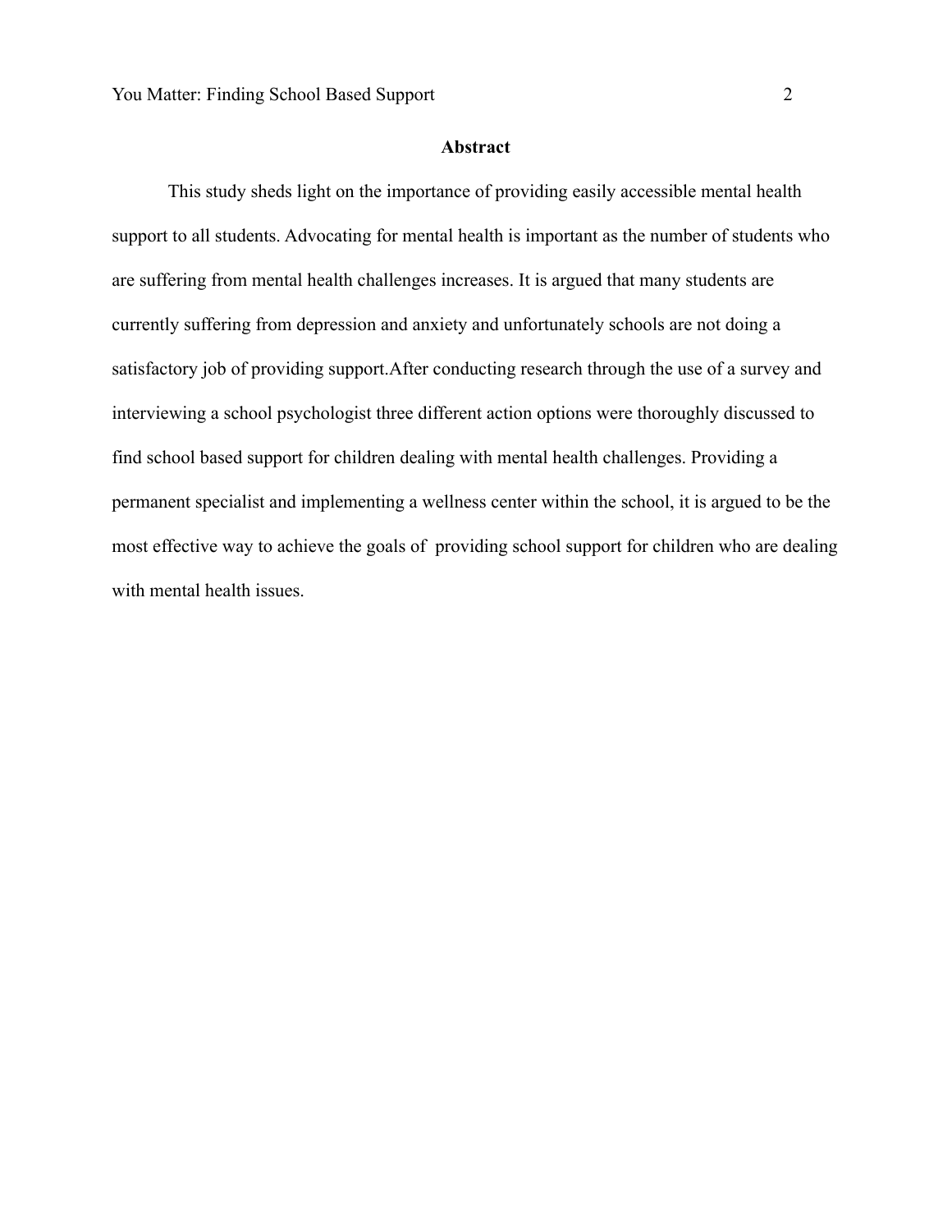## Abstract

This study sheds light on the importance of providing easily accessible mental health support to all students. Advocating for mental health is important as the number of students who are suffering from mental health challenges increases. It is argued that many students are currently suffering from depression and anxiety and unfortunately schools are not doing a satisfactory job of providing support.After conducting research through the use of a survey and interviewing a school psychologist three different action options were thoroughly discussed to find school based support for children dealing with mental health challenges. Providing a permanent specialist and implementing a wellness center within the school, it is argued to be the most effective way to achieve the goals of  providing school support for children who are dealing with mental health issues.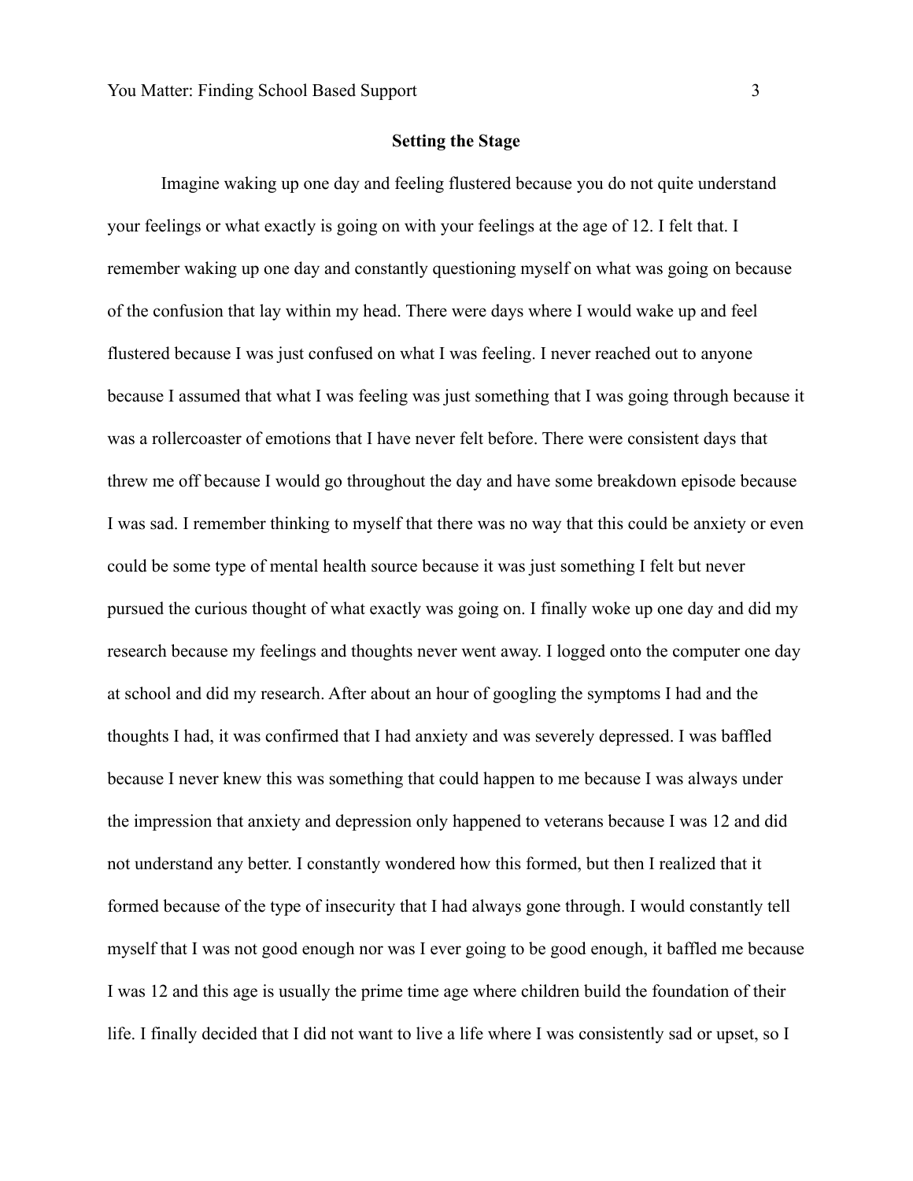## Setting the Stage

Imagine waking up one day and feeling flustered because you do not quite understand your feelings or what exactly is going on with your feelings at the age of 12. I felt that. I remember waking up one day and constantly questioning myself on what was going on because of the confusion that lay within my head. There were days where I would wake up and feel flustered because I was just confused on what I was feeling. I never reached out to anyone because I assumed that what I was feeling was just something that I was going through because it was a rollercoaster of emotions that I have never felt before. There were consistent days that threw me off because I would go throughout the day and have some breakdown episode because I was sad. I remember thinking to myself that there was no way that this could be anxiety or even could be some type of mental health source because it was just something I felt but never pursued the curious thought of what exactly was going on. I finally woke up one day and did my research because my feelings and thoughts never went away. I logged onto the computer one day at school and did my research. After about an hour of googling the symptoms I had and the thoughts I had, it was confirmed that I had anxiety and was severely depressed. I was baffled because I never knew this was something that could happen to me because I was always under the impression that anxiety and depression only happened to veterans because I was 12 and did not understand any better. I constantly wondered how this formed, but then I realized that it formed because of the type of insecurity that I had always gone through. I would constantly tell myself that I was not good enough nor was I ever going to be good enough, it baffled me because I was 12 and this age is usually the prime time age where children build the foundation of their life. I finally decided that I did not want to live a life where I was consistently sad or upset, so I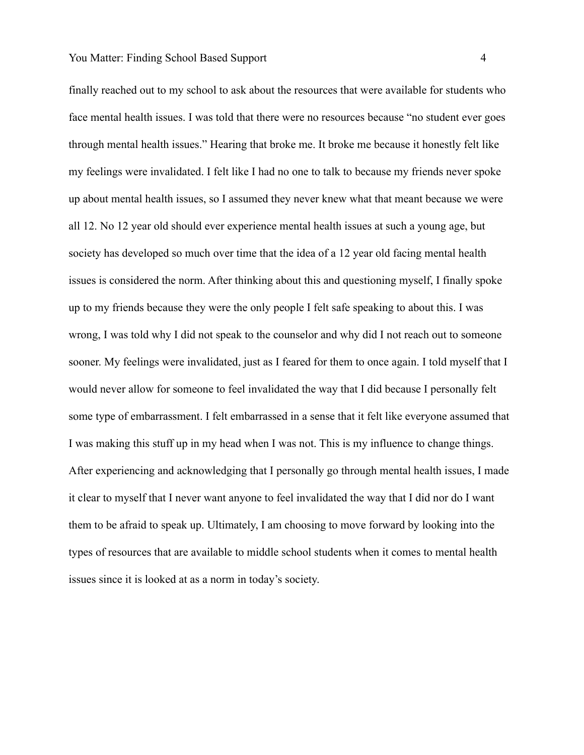finally reached out to my school to ask about the resources that were available for students who face mental health issues. I was told that there were no resources because "no student ever goes through mental health issues." Hearing that broke me. It broke me because it honestly felt like my feelings were invalidated. I felt like I had no one to talk to because my friends never spoke up about mental health issues, so I assumed they never knew what that meant because we were all 12. No 12 year old should ever experience mental health issues at such a young age, but society has developed so much over time that the idea of a 12 year old facing mental health issues is considered the norm. After thinking about this and questioning myself, I finally spoke up to my friends because they were the only people I felt safe speaking to about this. I was wrong, I was told why I did not speak to the counselor and why did I not reach out to someone sooner. My feelings were invalidated, just as I feared for them to once again. I told myself that I would never allow for someone to feel invalidated the way that I did because I personally felt some type of embarrassment. I felt embarrassed in a sense that it felt like everyone assumed that I was making this stuff up in my head when I was not. This is my influence to change things. After experiencing and acknowledging that I personally go through mental health issues, I made it clear to myself that I never want anyone to feel invalidated the way that I did nor do I want them to be afraid to speak up. Ultimately, I am choosing to move forward by looking into the types of resources that are available to middle school students when it comes to mental health issues since it is looked at as a norm in today's society.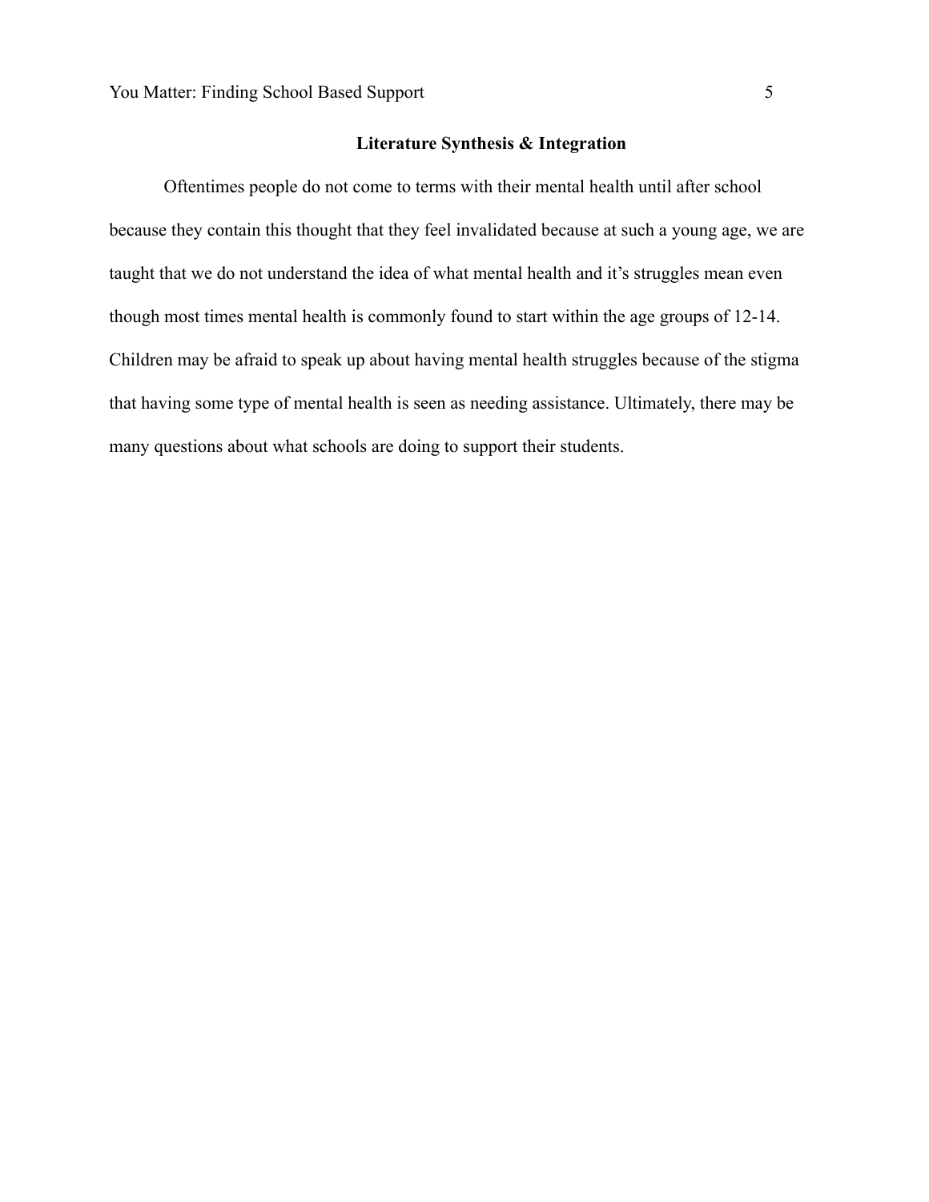## Literature Synthesis & Integration

Oftentimes people do not come to terms with their mental health until after school because they contain this thought that they feel invalidated because at such a young age, we are taught that we do not understand the idea of what mental health and it's struggles mean even though most times mental health is commonly found to start within the age groups of 12-14. Children may be afraid to speak up about having mental health struggles because of the stigma that having some type of mental health is seen as needing assistance. Ultimately, there may be many questions about what schools are doing to support their students.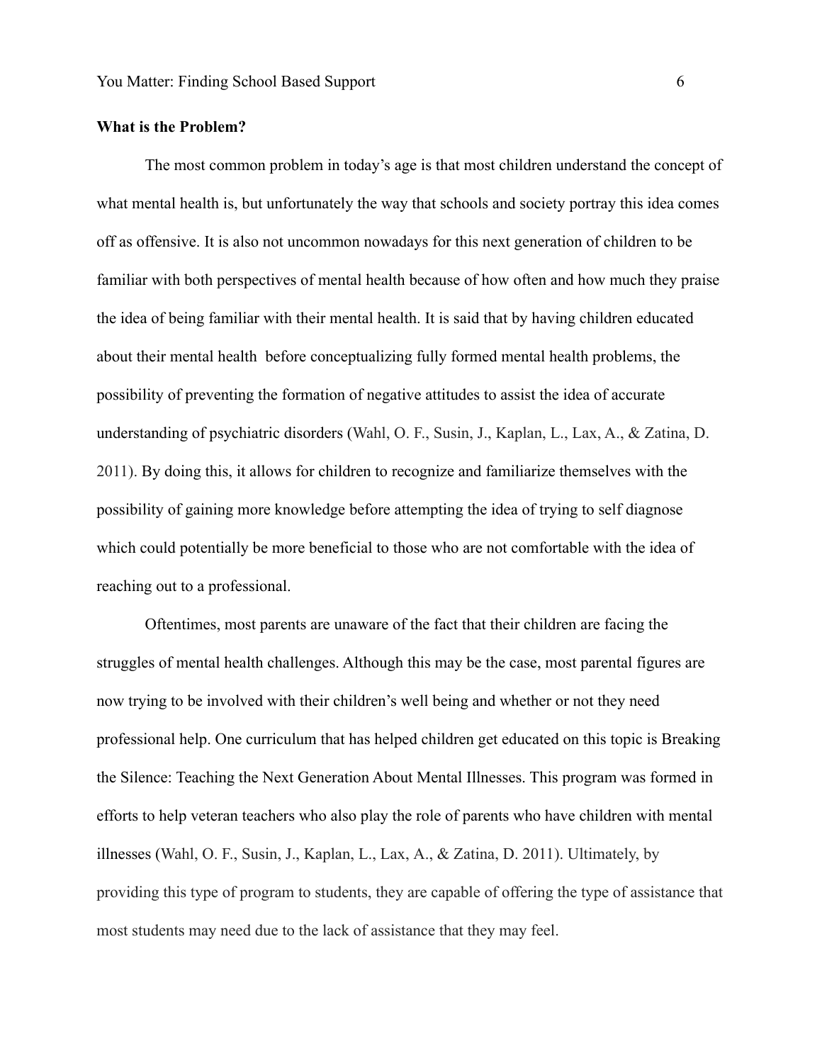**What is the Problem?**

The most common problem in today's age is that most children understand the concept of what mental health is, but unfortunately the way that schools and society portray this idea comes off as offensive. It is also not uncommon nowadays for this next generation of children to be familiar with both perspectives of mental health because of how often and how much they praise the idea of being familiar with their mental health. It is said that by having children educated about their mental health  before conceptualizing fully formed mental health problems, the possibility of preventing the formation of negative attitudes to assist the idea of accurate understanding of psychiatric disorders (Wahl, O. F., Susin, J., Kaplan, L., Lax, A., & Zatina, D. 2011). By doing this, it allows for children to recognize and familiarize themselves with the possibility of gaining more knowledge before attempting the idea of trying to self diagnose which could potentially be more beneficial to those who are not comfortable with the idea of reaching out to a professional.

Oftentimes, most parents are unaware of the fact that their children are facing the struggles of mental health challenges. Although this may be the case, most parental figures are now trying to be involved with their children's well being and whether or not they need professional help. One curriculum that has helped children get educated on this topic is Breaking the Silence: Teaching the Next Generation About Mental Illnesses. This program was formed in efforts to help veteran teachers who also play the role of parents who have children with mental illnesses (Wahl, O. F., Susin, J., Kaplan, L., Lax, A., & Zatina, D. 2011). Ultimately, by providing this type of program to students, they are capable of offering the type of assistance that most students may need due to the lack of assistance that they may feel.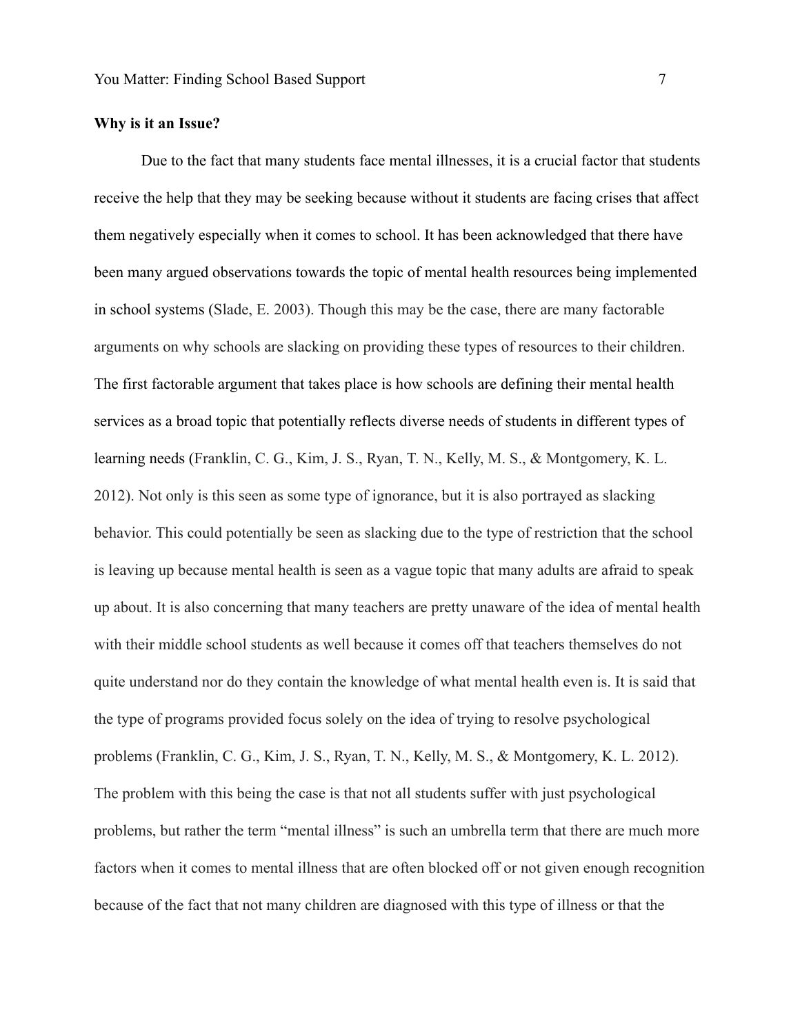**Why is it an Issue?**

Due to the fact that many students face mental illnesses, it is a crucial factor that students receive the help that they may be seeking because without it students are facing crises that affect them negatively especially when it comes to school. It has been acknowledged that there have been many argued observations towards the topic of mental health resources being implemented in school systems (Slade, E. 2003). Though this may be the case, there are many factorable arguments on why schools are slacking on providing these types of resources to their children. The first factorable argument that takes place is how schools are defining their mental health services as a broad topic that potentially reflects diverse needs of students in different types of learning needs (Franklin, C. G., Kim, J. S., Ryan, T. N., Kelly, M. S., & Montgomery, K. L. 2012). Not only is this seen as some type of ignorance, but it is also portrayed as slacking behavior. This could potentially be seen as slacking due to the type of restriction that the school is leaving up because mental health is seen as a vague topic that many adults are afraid to speak up about. It is also concerning that many teachers are pretty unaware of the idea of mental health with their middle school students as well because it comes off that teachers themselves do not quite understand nor do they contain the knowledge of what mental health even is. It is said that the type of programs provided focus solely on the idea of trying to resolve psychological problems (Franklin, C. G., Kim, J. S., Ryan, T. N., Kelly, M. S., & Montgomery, K. L. 2012). The problem with this being the case is that not all students suffer with just psychological problems, but rather the term "mental illness" is such an umbrella term that there are much more factors when it comes to mental illness that are often blocked off or not given enough recognition because of the fact that not many children are diagnosed with this type of illness or that the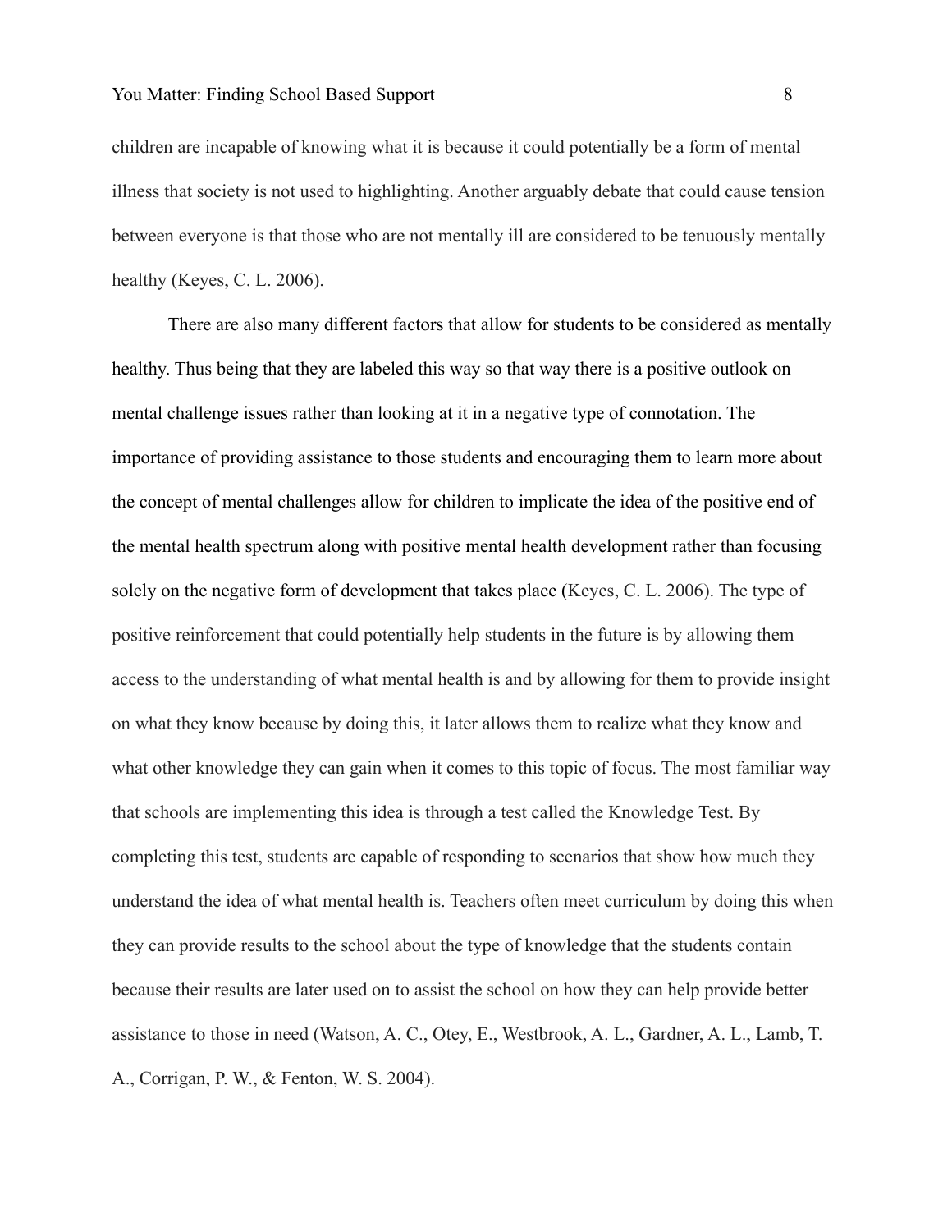children are incapable of knowing what it is because it could potentially be a form of mental illness that society is not used to highlighting. Another arguably debate that could cause tension between everyone is that those who are not mentally ill are considered to be tenuously mentally healthy (Keyes, C. L. 2006).

There are also many different factors that allow for students to be considered as mentally healthy. Thus being that they are labeled this way so that way there is a positive outlook on mental challenge issues rather than looking at it in a negative type of connotation. The importance of providing assistance to those students and encouraging them to learn more about the concept of mental challenges allow for children to implicate the idea of the positive end of the mental health spectrum along with positive mental health development rather than focusing solely on the negative form of development that takes place (Keyes, C. L. 2006). The type of positive reinforcement that could potentially help students in the future is by allowing them access to the understanding of what mental health is and by allowing for them to provide insight on what they know because by doing this, it later allows them to realize what they know and what other knowledge they can gain when it comes to this topic of focus. The most familiar way that schools are implementing this idea is through a test called the Knowledge Test. By completing this test, students are capable of responding to scenarios that show how much they understand the idea of what mental health is. Teachers often meet curriculum by doing this when they can provide results to the school about the type of knowledge that the students contain because their results are later used on to assist the school on how they can help provide better assistance to those in need (Watson, A. C., Otey, E., Westbrook, A. L., Gardner, A. L., Lamb, T. A., Corrigan, P. W., & Fenton, W. S. 2004).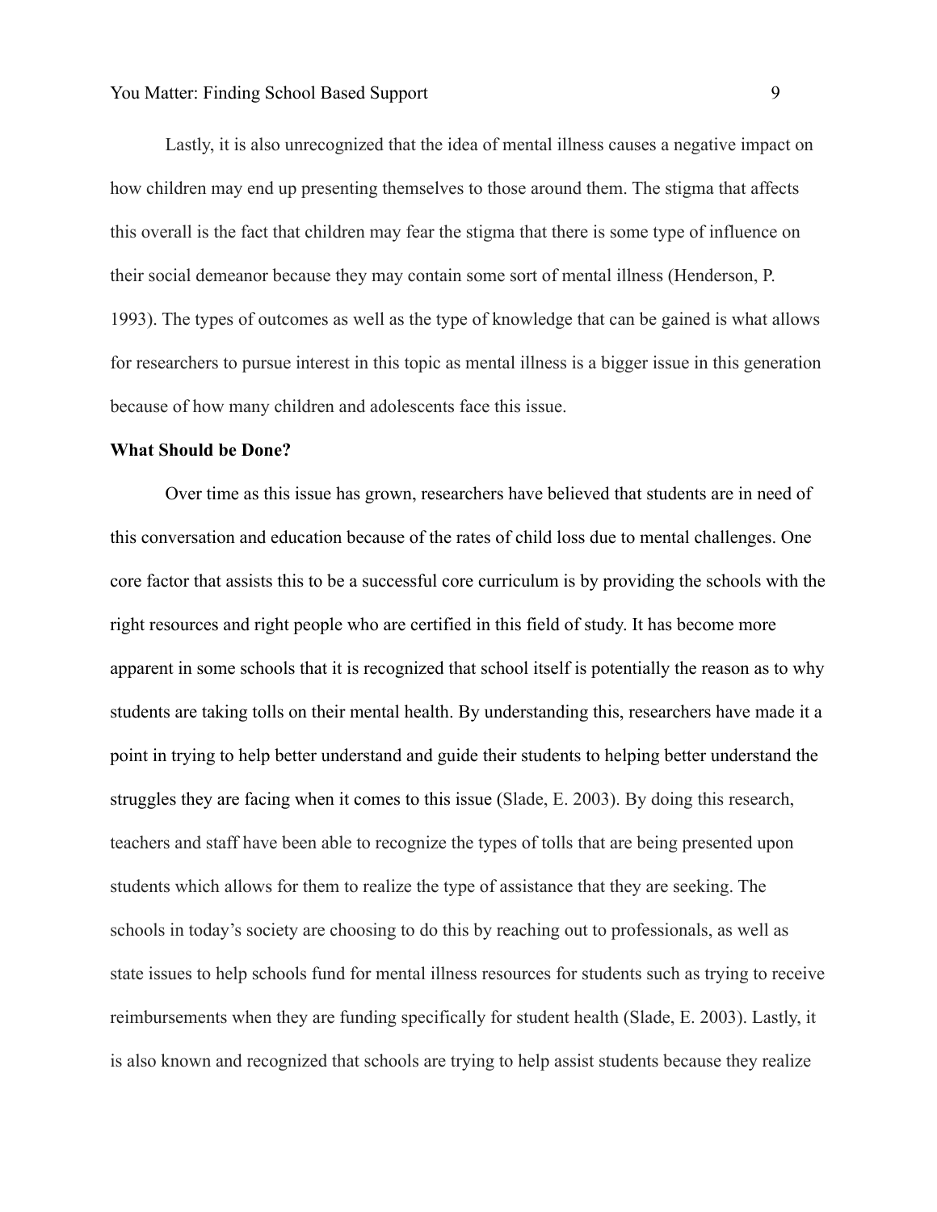Lastly, it is also unrecognized that the idea of mental illness causes a negative impact on how children may end up presenting themselves to those around them. The stigma that affects this overall is the fact that children may fear the stigma that there is some type of influence on their social demeanor because they may contain some sort of mental illness (Henderson, P. 1993). The types of outcomes as well as the type of knowledge that can be gained is what allows for researchers to pursue interest in this topic as mental illness is a bigger issue in this generation because of how many children and adolescents face this issue.

**What Should be Done?**

Over time as this issue has grown, researchers have believed that students are in need of this conversation and education because of the rates of child loss due to mental challenges. One core factor that assists this to be a successful core curriculum is by providing the schools with the right resources and right people who are certified in this field of study. It has become more apparent in some schools that it is recognized that school itself is potentially the reason as to why students are taking tolls on their mental health. By understanding this, researchers have made it a point in trying to help better understand and guide their students to helping better understand the struggles they are facing when it comes to this issue (Slade, E. 2003). By doing this research, teachers and staff have been able to recognize the types of tolls that are being presented upon students which allows for them to realize the type of assistance that they are seeking. The schools in today's society are choosing to do this by reaching out to professionals, as well as state issues to help schools fund for mental illness resources for students such as trying to receive reimbursements when they are funding specifically for student health (Slade, E. 2003). Lastly, it is also known and recognized that schools are trying to help assist students because they realize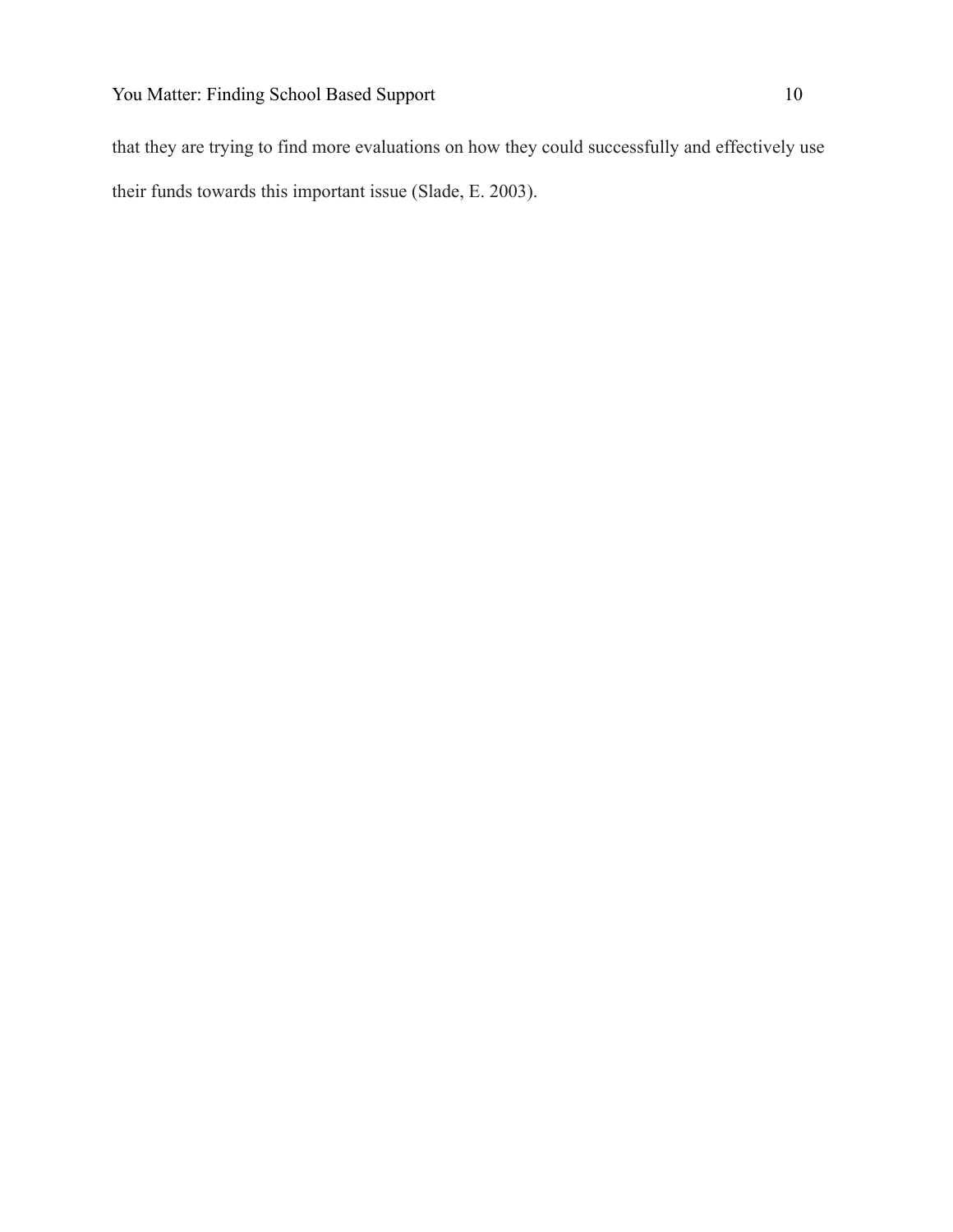that they are trying to find more evaluations on how they could successfully and effectively use their funds towards this important issue (Slade, E. 2003).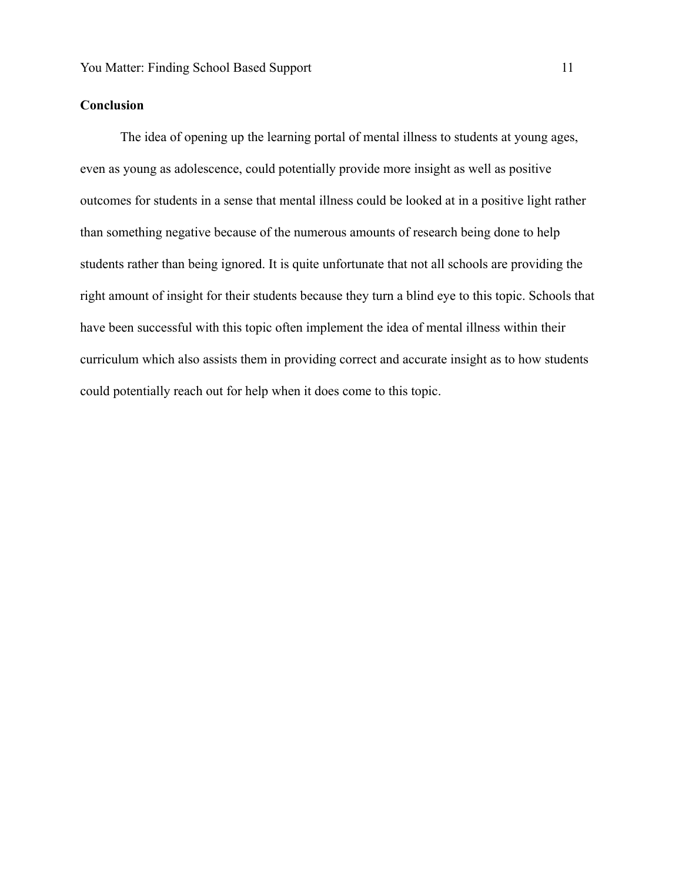## Conclusion

The idea of opening up the learning portal of mental illness to students at young ages, even as young as adolescence, could potentially provide more insight as well as positive outcomes for students in a sense that mental illness could be looked at in a positive light rather than something negative because of the numerous amounts of research being done to help students rather than being ignored. It is quite unfortunate that not all schools are providing the right amount of insight for their students because they turn a blind eye to this topic. Schools that have been successful with this topic often implement the idea of mental illness within their curriculum which also assists them in providing correct and accurate insight as to how students could potentially reach out for help when it does come to this topic.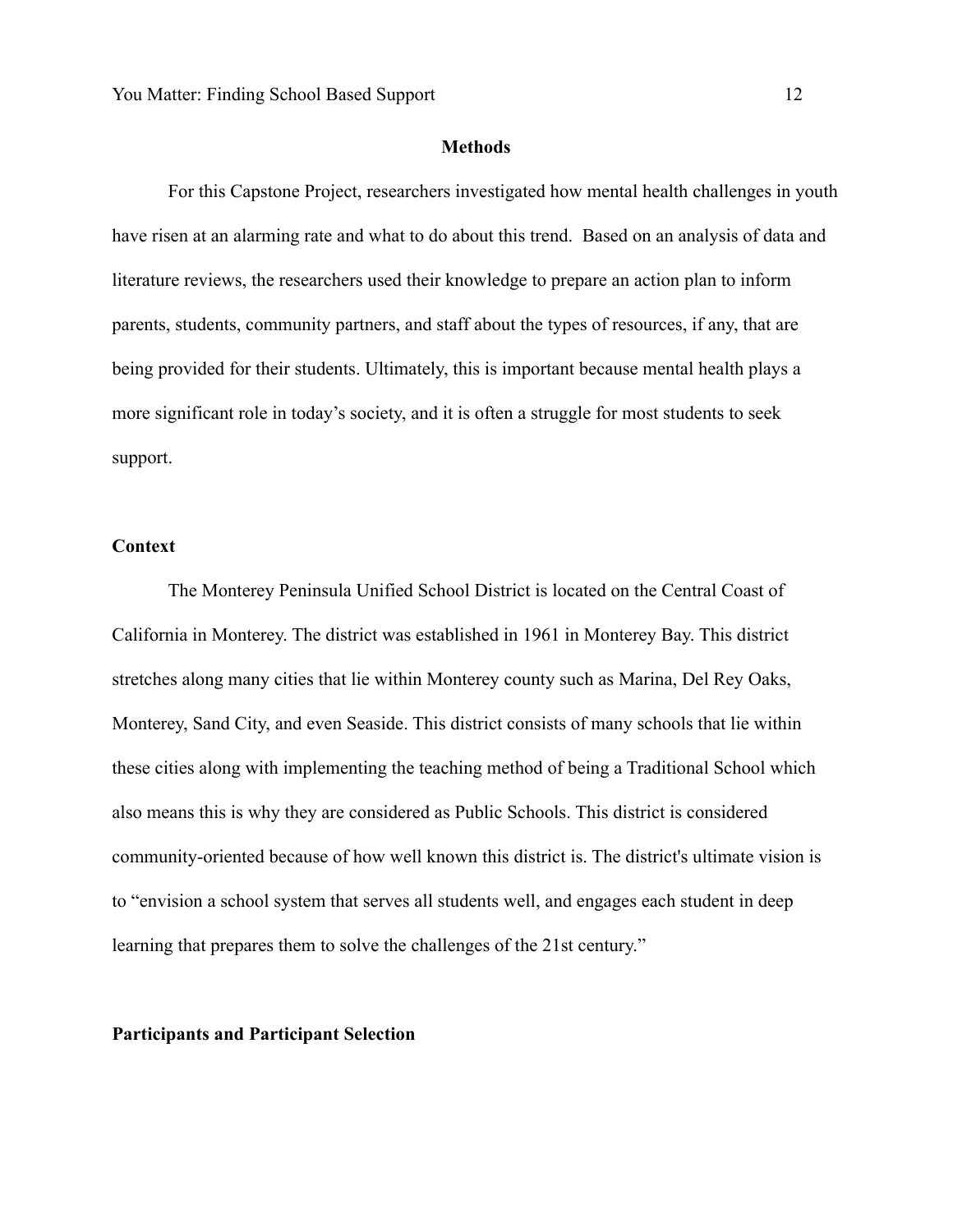## Methods

For this Capstone Project, researchers investigated how mental health challenges in youth have risen at an alarming rate and what to do about this trend. Based on an analysis of data and literature reviews, the researchers used their knowledge to prepare an action plan to inform parents, students, community partners, and staff about the types of resources, if any, that are being provided for their students. Ultimately, this is important because mental health plays a more significant role in today's society, and it is often a struggle for most students to seek support.

### Context

The Monterey Peninsula Unified School District is located on the Central Coast of California in Monterey. The district was established in 1961 in Monterey Bay. This district stretches along many cities that lie within Monterey county such as Marina, Del Rey Oaks, Monterey, Sand City, and even Seaside. This district consists of many schools that lie within these cities along with implementing the teaching method of being a Traditional School which also means this is why they are considered as Public Schools. This district is considered community-oriented because of how well known this district is. The district's ultimate vision is to "envision a school system that serves all students well, and engages each student in deep learning that prepares them to solve the challenges of the 21st century."

### Participants and Participant Selection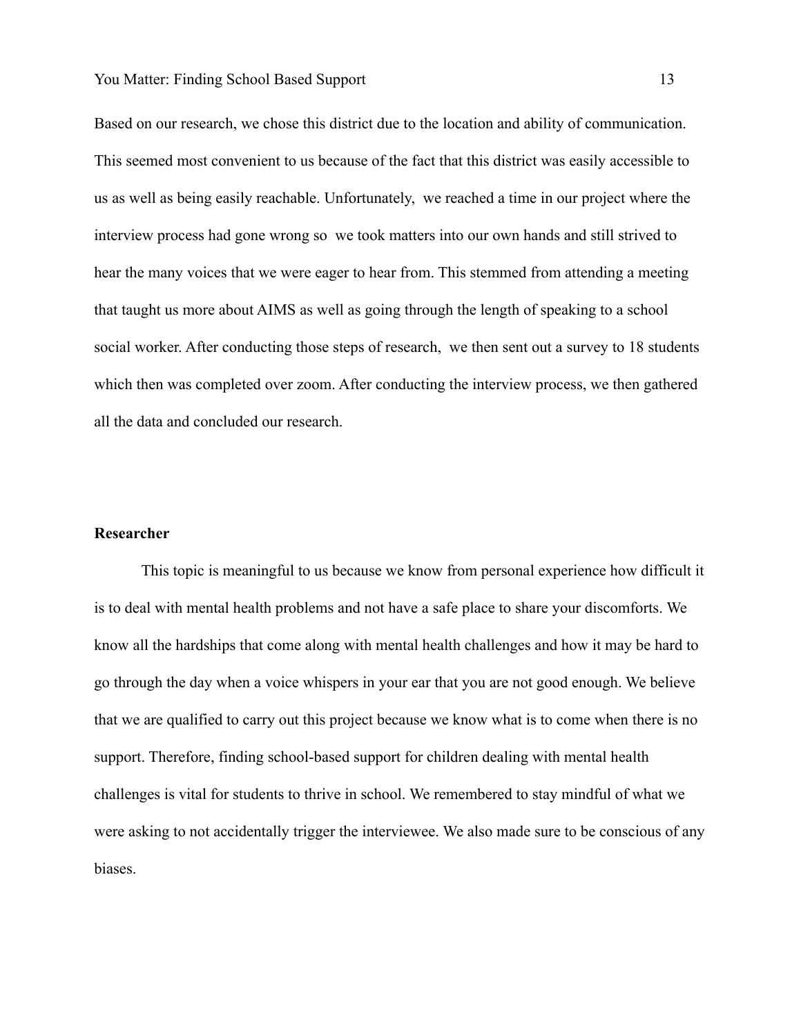Based on our research, we chose this district due to the location and ability of communication. This seemed most convenient to us because of the fact that this district was easily accessible to us as well as being easily reachable. Unfortunately, we reached a time in our project where the interview process had gone wrong so we took matters into our own hands and still strived to hear the many voices that we were eager to hear from. This stemmed from attending a meeting that taught us more about AIMS as well as going through the length of speaking to a school social worker. After conducting those steps of research, we then sent out a survey to 18 students which then was completed over zoom. After conducting the interview process, we then gathered all the data and concluded our research.

**Researcher**

This topic is meaningful to us because we know from personal experience how difficult it is to deal with mental health problems and not have a safe place to share your discomforts. We know all the hardships that come along with mental health challenges and how it may be hard to go through the day when a voice whispers in your ear that you are not good enough. We believe that we are qualified to carry out this project because we know what is to come when there is no support. Therefore, finding school-based support for children dealing with mental health challenges is vital for students to thrive in school. We remembered to stay mindful of what we were asking to not accidentally trigger the interviewee. We also made sure to be conscious of any biases.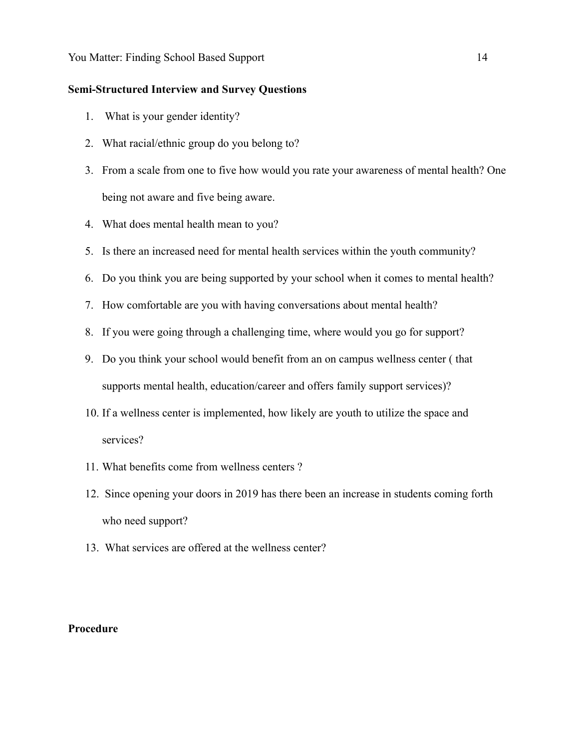**Semi-Structured Interview and Survey Questions**

1. What is your gender identity?
2. What racial/ethnic group do you belong to?
3. From a scale from one to five how would you rate your awareness of mental health? One being not aware and five being aware.
4. What does mental health mean to you?
5. Is there an increased need for mental health services within the youth community?
6. Do you think you are being supported by your school when it comes to mental health?
7. How comfortable are you with having conversations about mental health?
8. If you were going through a challenging time, where would you go for support?
9. Do you think your school would benefit from an on campus wellness center ( that supports mental health, education/career and offers family support services)?
10. If a wellness center is implemented, how likely are youth to utilize the space and services?
11. What benefits come from wellness centers ?
12. Since opening your doors in 2019 has there been an increase in students coming forth who need support?
13. What services are offered at the wellness center?

**Procedure**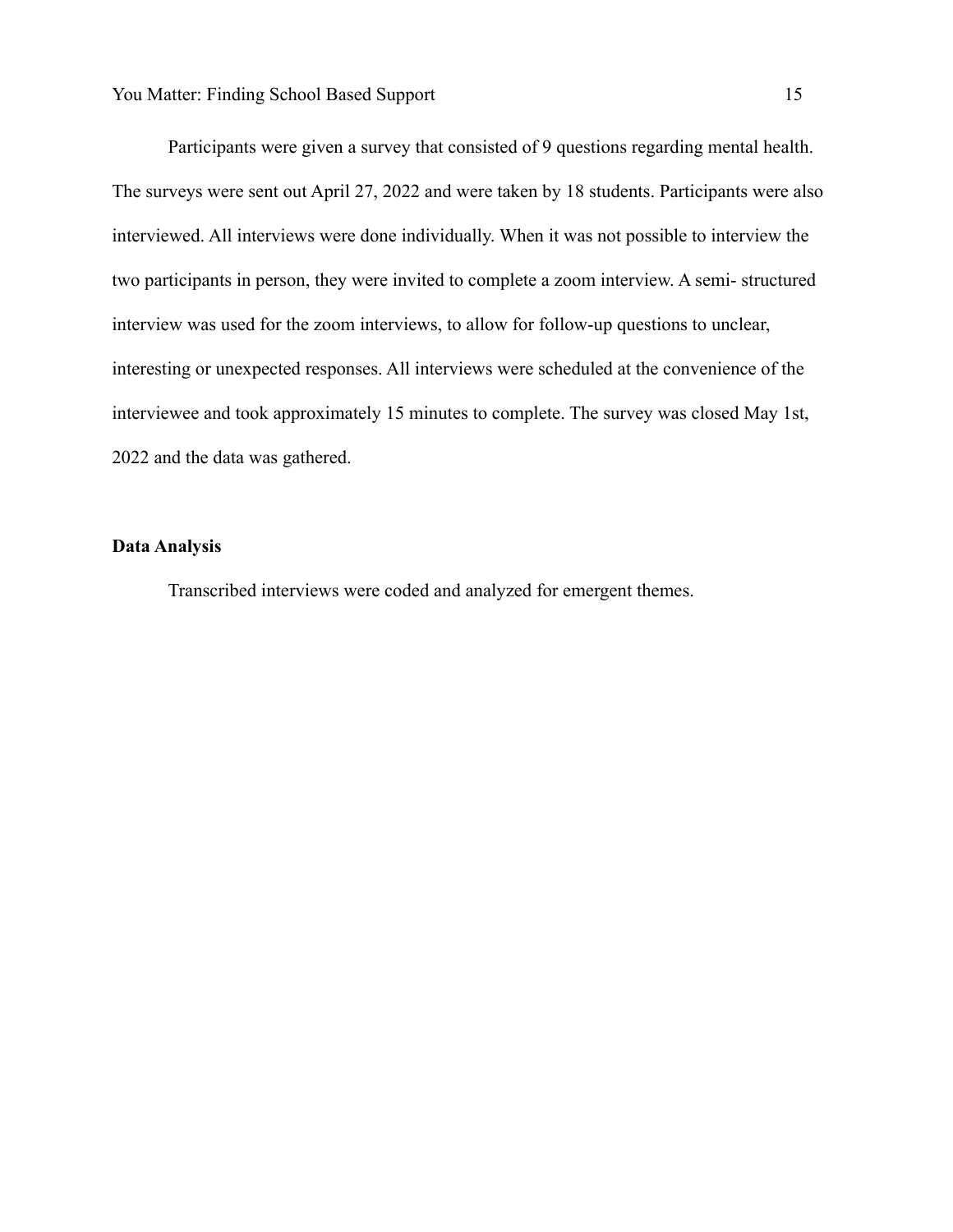Participants were given a survey that consisted of 9 questions regarding mental health. The surveys were sent out April 27, 2022 and were taken by 18 students. Participants were also interviewed. All interviews were done individually. When it was not possible to interview the two participants in person, they were invited to complete a zoom interview. A semi- structured interview was used for the zoom interviews, to allow for follow-up questions to unclear, interesting or unexpected responses. All interviews were scheduled at the convenience of the interviewee and took approximately 15 minutes to complete. The survey was closed May 1st, 2022 and the data was gathered.

**Data Analysis**

Transcribed interviews were coded and analyzed for emergent themes.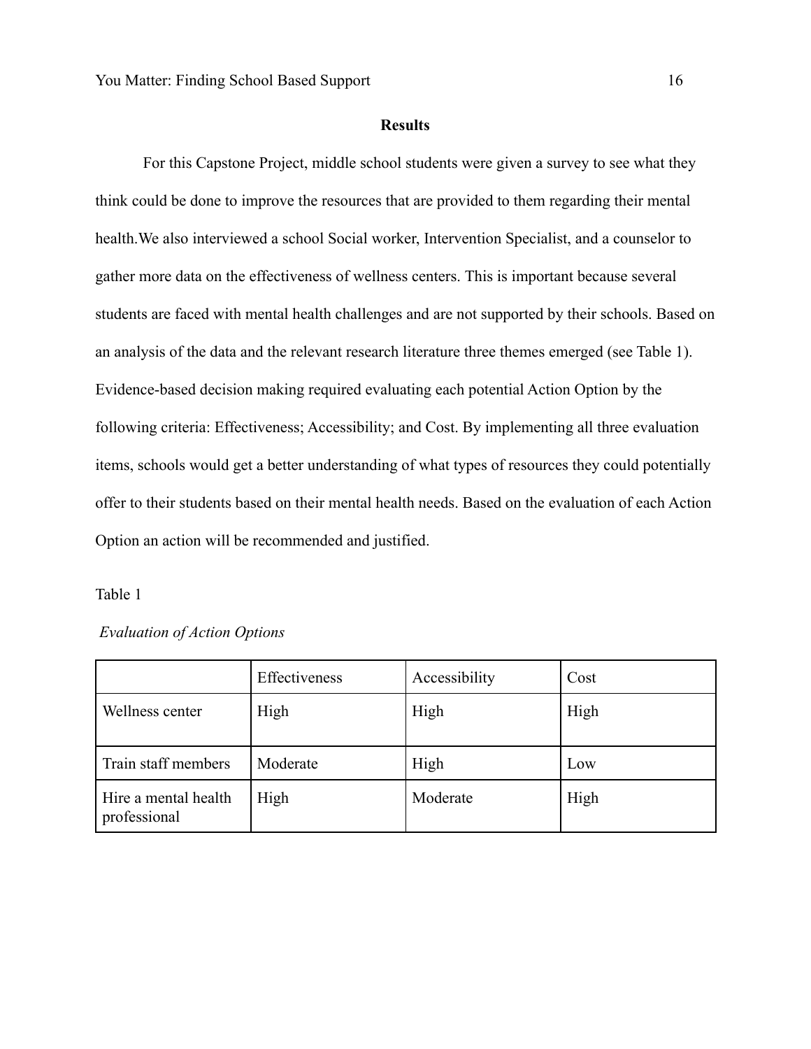## Results

For this Capstone Project, middle school students were given a survey to see what they think could be done to improve the resources that are provided to them regarding their mental health.We also interviewed a school Social worker, Intervention Specialist, and a counselor to gather more data on the effectiveness of wellness centers. This is important because several students are faced with mental health challenges and are not supported by their schools. Based on an analysis of the data and the relevant research literature three themes emerged (see Table 1). Evidence-based decision making required evaluating each potential Action Option by the following criteria: Effectiveness; Accessibility; and Cost. By implementing all three evaluation items, schools would get a better understanding of what types of resources they could potentially offer to their students based on their mental health needs. Based on the evaluation of each Action Option an action will be recommended and justified.

Table 1

*Evaluation of Action Options*

| | Effectiveness | Accessibility | Cost |
|---|---|---|---|
| Wellness center | High | High | High |
| Train staff members | Moderate | High | Low |
| Hire a mental health professional | High | Moderate | High |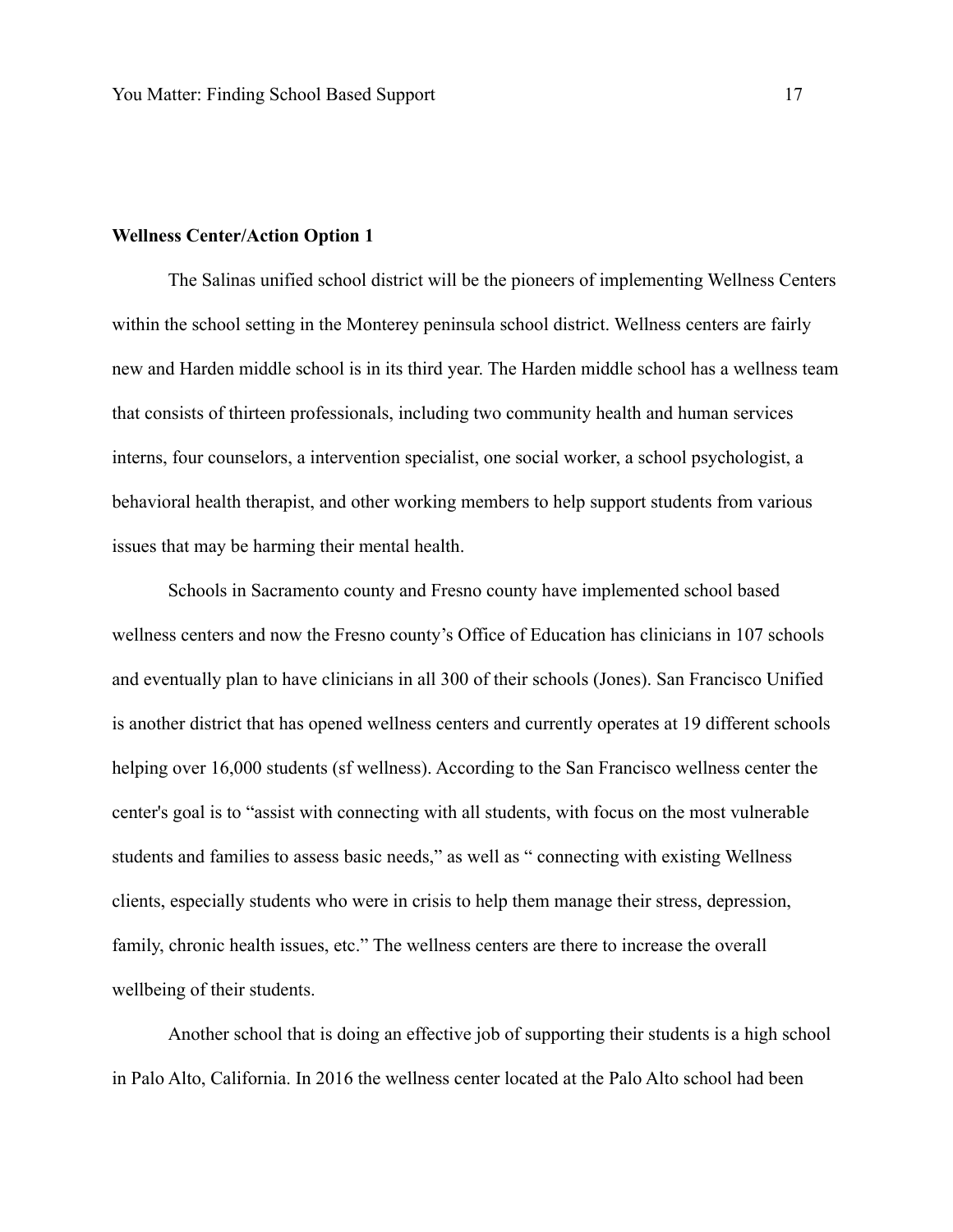**Wellness Center/Action Option 1**

The Salinas unified school district will be the pioneers of implementing Wellness Centers within the school setting in the Monterey peninsula school district. Wellness centers are fairly new and Harden middle school is in its third year. The Harden middle school has a wellness team that consists of thirteen professionals, including two community health and human services interns, four counselors, a intervention specialist, one social worker, a school psychologist, a behavioral health therapist, and other working members to help support students from various issues that may be harming their mental health.

Schools in Sacramento county and Fresno county have implemented school based wellness centers and now the Fresno county's Office of Education has clinicians in 107 schools and eventually plan to have clinicians in all 300 of their schools (Jones). San Francisco Unified is another district that has opened wellness centers and currently operates at 19 different schools helping over 16,000 students (sf wellness). According to the San Francisco wellness center the center's goal is to "assist with connecting with all students, with focus on the most vulnerable students and families to assess basic needs," as well as " connecting with existing Wellness clients, especially students who were in crisis to help them manage their stress, depression, family, chronic health issues, etc." The wellness centers are there to increase the overall wellbeing of their students.

Another school that is doing an effective job of supporting their students is a high school in Palo Alto, California. In 2016 the wellness center located at the Palo Alto school had been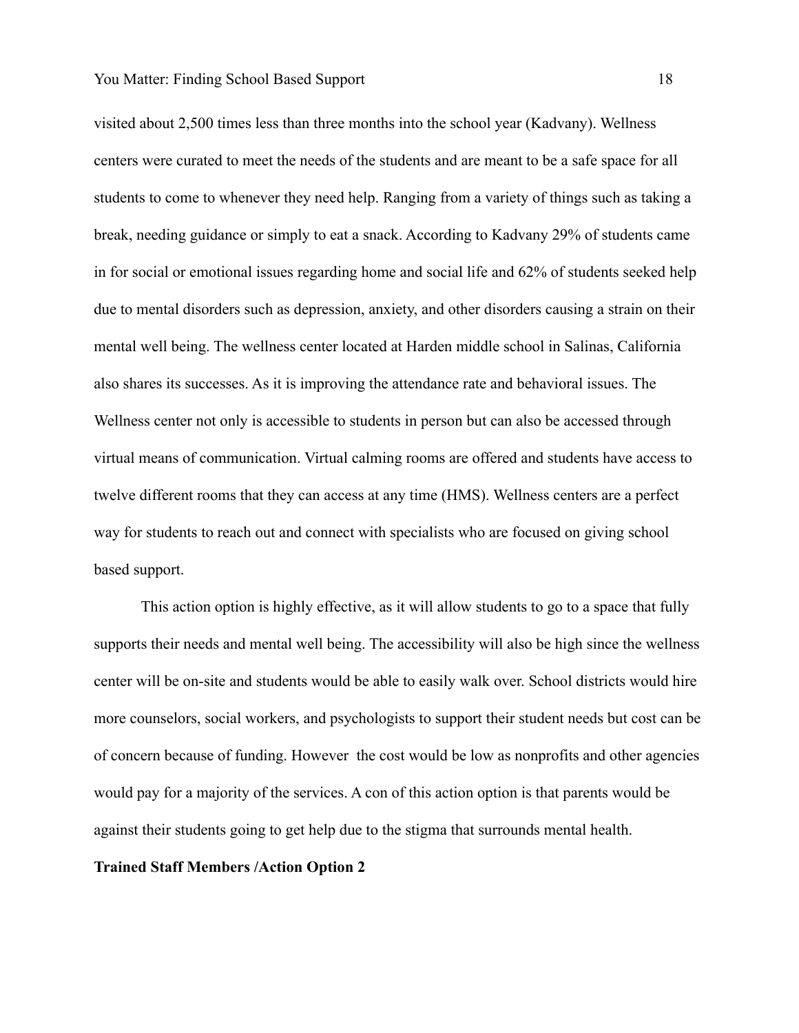visited about 2,500 times less than three months into the school year (Kadvany). Wellness centers were curated to meet the needs of the students and are meant to be a safe space for all students to come to whenever they need help. Ranging from a variety of things such as taking a break, needing guidance or simply to eat a snack. According to Kadvany 29% of students came in for social or emotional issues regarding home and social life and 62% of students seeked help due to mental disorders such as depression, anxiety, and other disorders causing a strain on their mental well being. The wellness center located at Harden middle school in Salinas, California also shares its successes. As it is improving the attendance rate and behavioral issues. The Wellness center not only is accessible to students in person but can also be accessed through virtual means of communication. Virtual calming rooms are offered and students have access to twelve different rooms that they can access at any time (HMS). Wellness centers are a perfect way for students to reach out and connect with specialists who are focused on giving school based support.

This action option is highly effective, as it will allow students to go to a space that fully supports their needs and mental well being. The accessibility will also be high since the wellness center will be on-site and students would be able to easily walk over. School districts would hire more counselors, social workers, and psychologists to support their student needs but cost can be of concern because of funding. However the cost would be low as nonprofits and other agencies would pay for a majority of the services. A con of this action option is that parents would be against their students going to get help due to the stigma that surrounds mental health.

**Trained Staff Members /Action Option 2**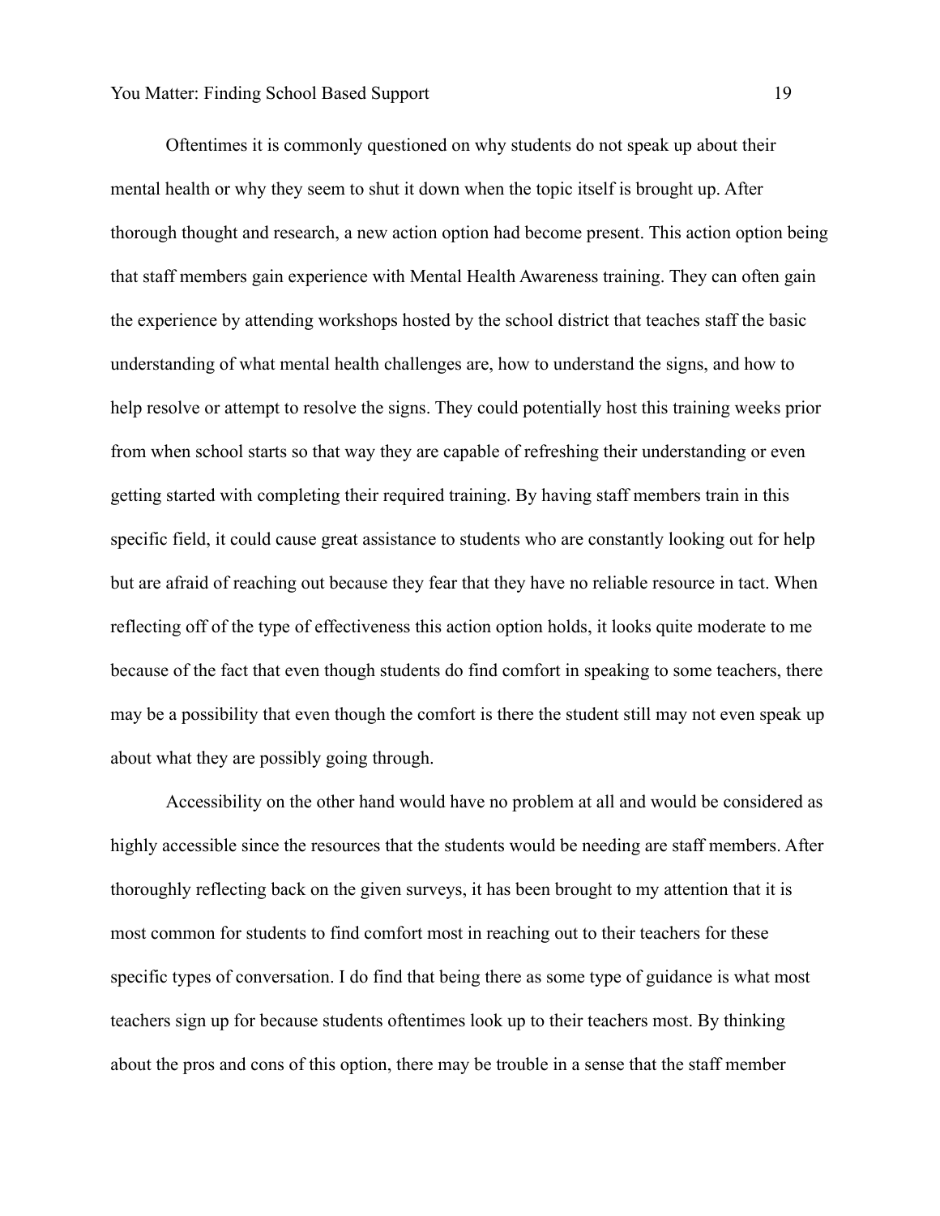Oftentimes it is commonly questioned on why students do not speak up about their mental health or why they seem to shut it down when the topic itself is brought up. After thorough thought and research, a new action option had become present. This action option being that staff members gain experience with Mental Health Awareness training. They can often gain the experience by attending workshops hosted by the school district that teaches staff the basic understanding of what mental health challenges are, how to understand the signs, and how to help resolve or attempt to resolve the signs. They could potentially host this training weeks prior from when school starts so that way they are capable of refreshing their understanding or even getting started with completing their required training. By having staff members train in this specific field, it could cause great assistance to students who are constantly looking out for help but are afraid of reaching out because they fear that they have no reliable resource in tact. When reflecting off of the type of effectiveness this action option holds, it looks quite moderate to me because of the fact that even though students do find comfort in speaking to some teachers, there may be a possibility that even though the comfort is there the student still may not even speak up about what they are possibly going through.

Accessibility on the other hand would have no problem at all and would be considered as highly accessible since the resources that the students would be needing are staff members. After thoroughly reflecting back on the given surveys, it has been brought to my attention that it is most common for students to find comfort most in reaching out to their teachers for these specific types of conversation. I do find that being there as some type of guidance is what most teachers sign up for because students oftentimes look up to their teachers most. By thinking about the pros and cons of this option, there may be trouble in a sense that the staff member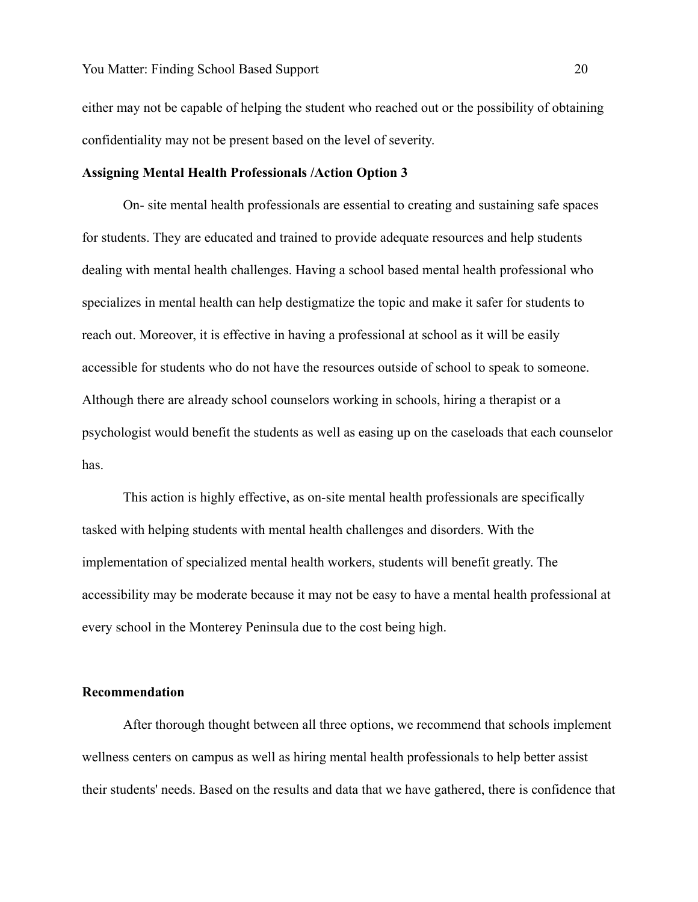either may not be capable of helping the student who reached out or the possibility of obtaining confidentiality may not be present based on the level of severity.

**Assigning Mental Health Professionals /Action Option 3**

On- site mental health professionals are essential to creating and sustaining safe spaces for students. They are educated and trained to provide adequate resources and help students dealing with mental health challenges. Having a school based mental health professional who specializes in mental health can help destigmatize the topic and make it safer for students to reach out. Moreover, it is effective in having a professional at school as it will be easily accessible for students who do not have the resources outside of school to speak to someone. Although there are already school counselors working in schools, hiring a therapist or a psychologist would benefit the students as well as easing up on the caseloads that each counselor has.

This action is highly effective, as on-site mental health professionals are specifically tasked with helping students with mental health challenges and disorders. With the implementation of specialized mental health workers, students will benefit greatly. The accessibility may be moderate because it may not be easy to have a mental health professional at every school in the Monterey Peninsula due to the cost being high.

**Recommendation**

After thorough thought between all three options, we recommend that schools implement wellness centers on campus as well as hiring mental health professionals to help better assist their students' needs. Based on the results and data that we have gathered, there is confidence that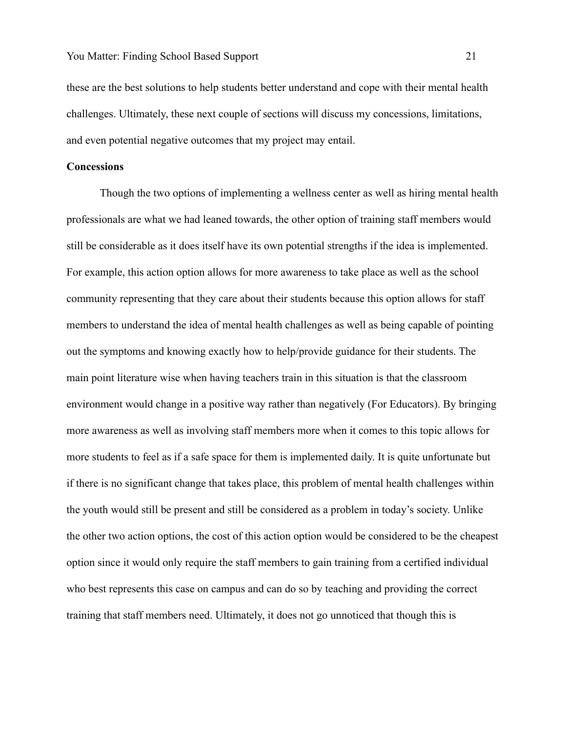these are the best solutions to help students better understand and cope with their mental health challenges. Ultimately, these next couple of sections will discuss my concessions, limitations, and even potential negative outcomes that my project may entail.

**Concessions**

Though the two options of implementing a wellness center as well as hiring mental health professionals are what we had leaned towards, the other option of training staff members would still be considerable as it does itself have its own potential strengths if the idea is implemented. For example, this action option allows for more awareness to take place as well as the school community representing that they care about their students because this option allows for staff members to understand the idea of mental health challenges as well as being capable of pointing out the symptoms and knowing exactly how to help/provide guidance for their students. The main point literature wise when having teachers train in this situation is that the classroom environment would change in a positive way rather than negatively (For Educators). By bringing more awareness as well as involving staff members more when it comes to this topic allows for more students to feel as if a safe space for them is implemented daily. It is quite unfortunate but if there is no significant change that takes place, this problem of mental health challenges within the youth would still be present and still be considered as a problem in today's society. Unlike the other two action options, the cost of this action option would be considered to be the cheapest option since it would only require the staff members to gain training from a certified individual who best represents this case on campus and can do so by teaching and providing the correct training that staff members need. Ultimately, it does not go unnoticed that though this is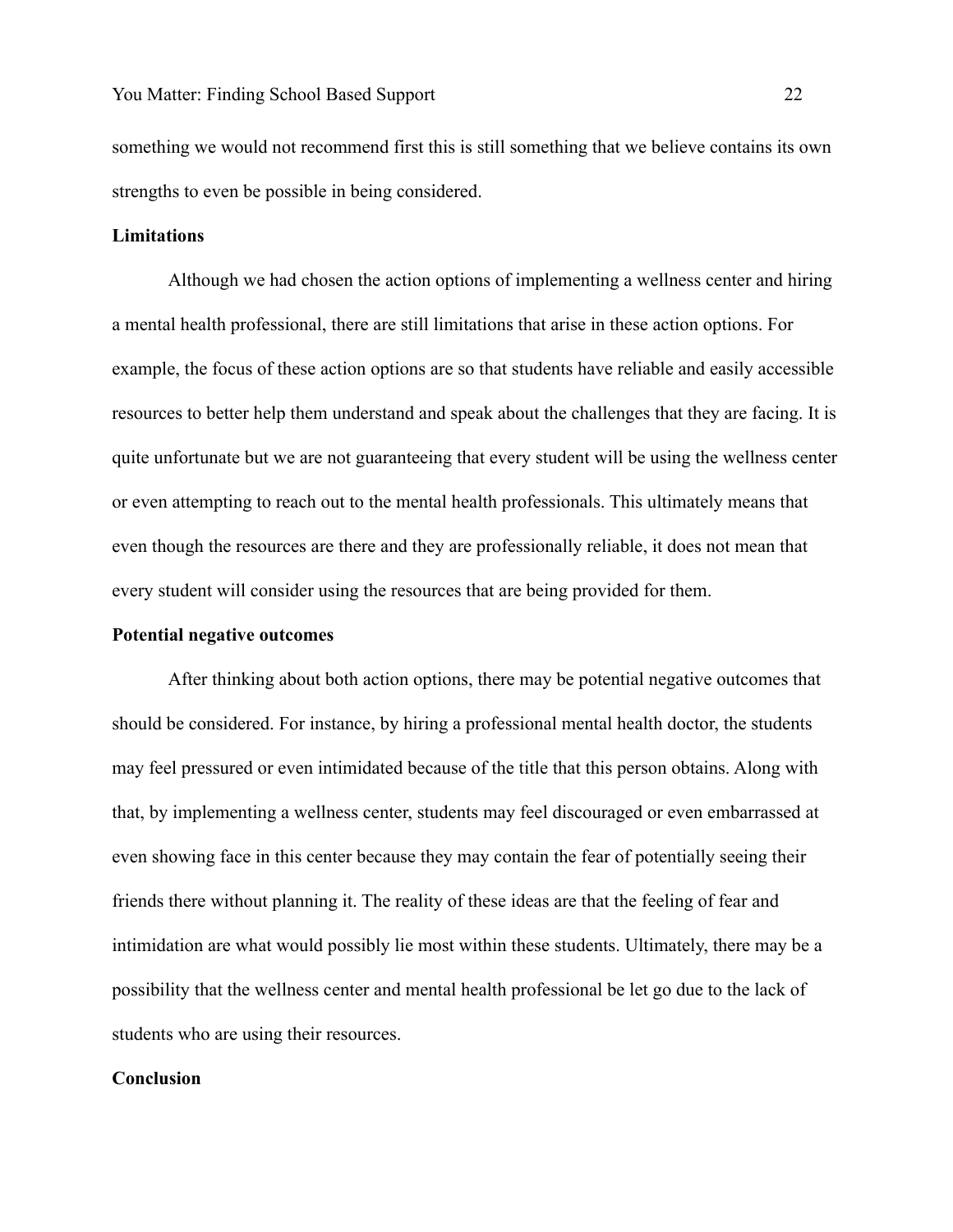something we would not recommend first this is still something that we believe contains its own strengths to even be possible in being considered.

**Limitations**

Although we had chosen the action options of implementing a wellness center and hiring a mental health professional, there are still limitations that arise in these action options. For example, the focus of these action options are so that students have reliable and easily accessible resources to better help them understand and speak about the challenges that they are facing. It is quite unfortunate but we are not guaranteeing that every student will be using the wellness center or even attempting to reach out to the mental health professionals. This ultimately means that even though the resources are there and they are professionally reliable, it does not mean that every student will consider using the resources that are being provided for them.

**Potential negative outcomes**

After thinking about both action options, there may be potential negative outcomes that should be considered. For instance, by hiring a professional mental health doctor, the students may feel pressured or even intimidated because of the title that this person obtains. Along with that, by implementing a wellness center, students may feel discouraged or even embarrassed at even showing face in this center because they may contain the fear of potentially seeing their friends there without planning it. The reality of these ideas are that the feeling of fear and intimidation are what would possibly lie most within these students. Ultimately, there may be a possibility that the wellness center and mental health professional be let go due to the lack of students who are using their resources.

**Conclusion**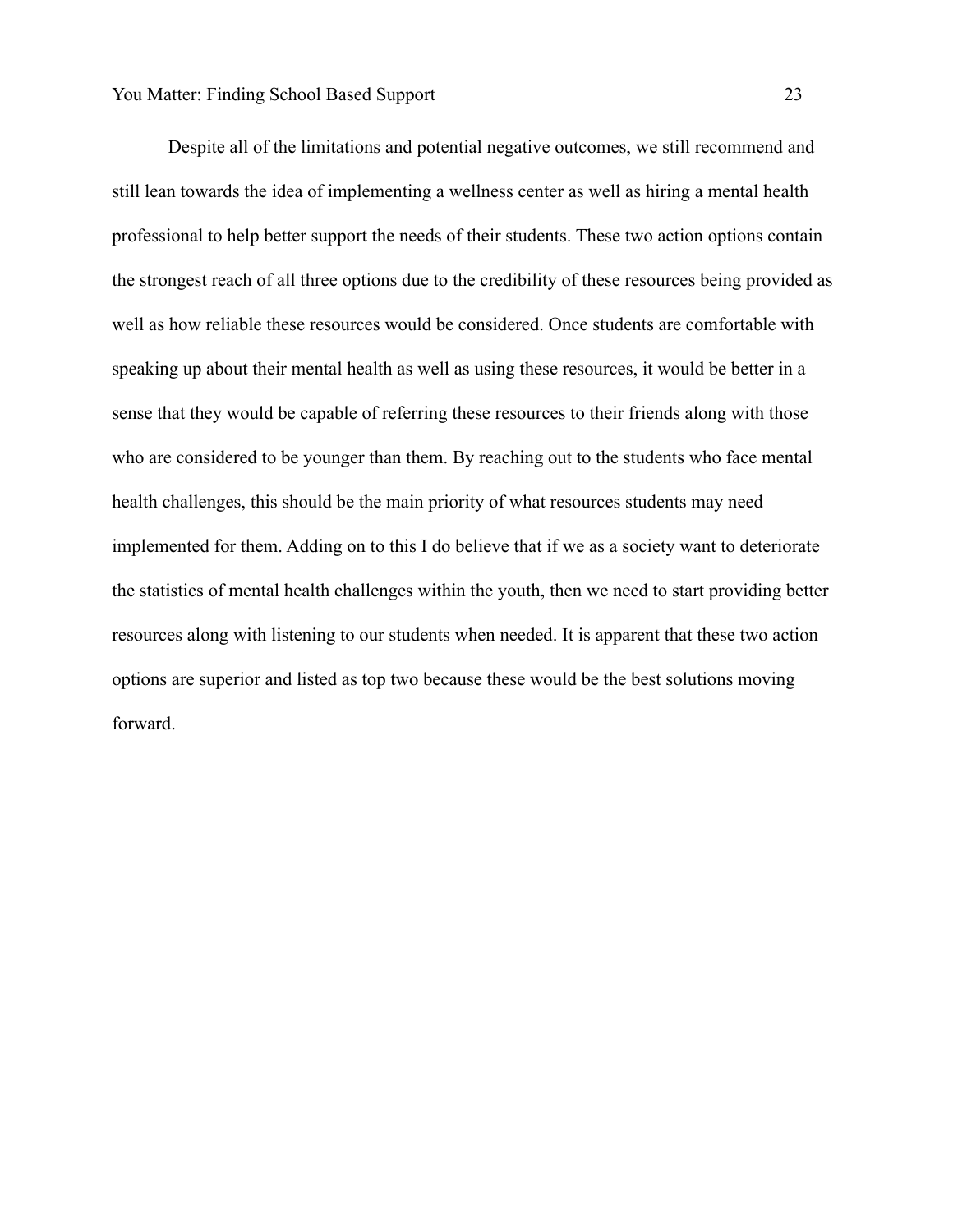Despite all of the limitations and potential negative outcomes, we still recommend and still lean towards the idea of implementing a wellness center as well as hiring a mental health professional to help better support the needs of their students. These two action options contain the strongest reach of all three options due to the credibility of these resources being provided as well as how reliable these resources would be considered. Once students are comfortable with speaking up about their mental health as well as using these resources, it would be better in a sense that they would be capable of referring these resources to their friends along with those who are considered to be younger than them. By reaching out to the students who face mental health challenges, this should be the main priority of what resources students may need implemented for them. Adding on to this I do believe that if we as a society want to deteriorate the statistics of mental health challenges within the youth, then we need to start providing better resources along with listening to our students when needed. It is apparent that these two action options are superior and listed as top two because these would be the best solutions moving forward.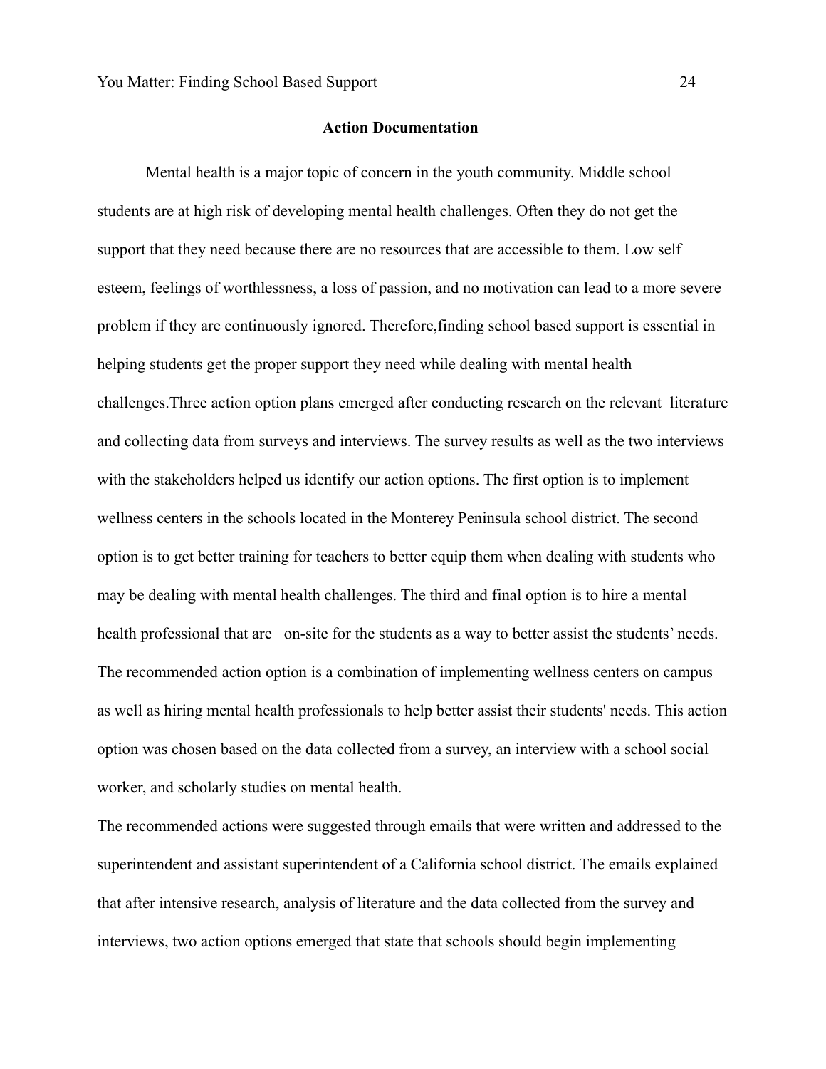## Action Documentation

Mental health is a major topic of concern in the youth community. Middle school students are at high risk of developing mental health challenges. Often they do not get the support that they need because there are no resources that are accessible to them. Low self esteem, feelings of worthlessness, a loss of passion, and no motivation can lead to a more severe problem if they are continuously ignored. Therefore,finding school based support is essential in helping students get the proper support they need while dealing with mental health challenges.Three action option plans emerged after conducting research on the relevant literature and collecting data from surveys and interviews. The survey results as well as the two interviews with the stakeholders helped us identify our action options. The first option is to implement wellness centers in the schools located in the Monterey Peninsula school district. The second option is to get better training for teachers to better equip them when dealing with students who may be dealing with mental health challenges. The third and final option is to hire a mental health professional that are on-site for the students as a way to better assist the students' needs. The recommended action option is a combination of implementing wellness centers on campus as well as hiring mental health professionals to help better assist their students' needs. This action option was chosen based on the data collected from a survey, an interview with a school social worker, and scholarly studies on mental health.

The recommended actions were suggested through emails that were written and addressed to the superintendent and assistant superintendent of a California school district. The emails explained that after intensive research, analysis of literature and the data collected from the survey and interviews, two action options emerged that state that schools should begin implementing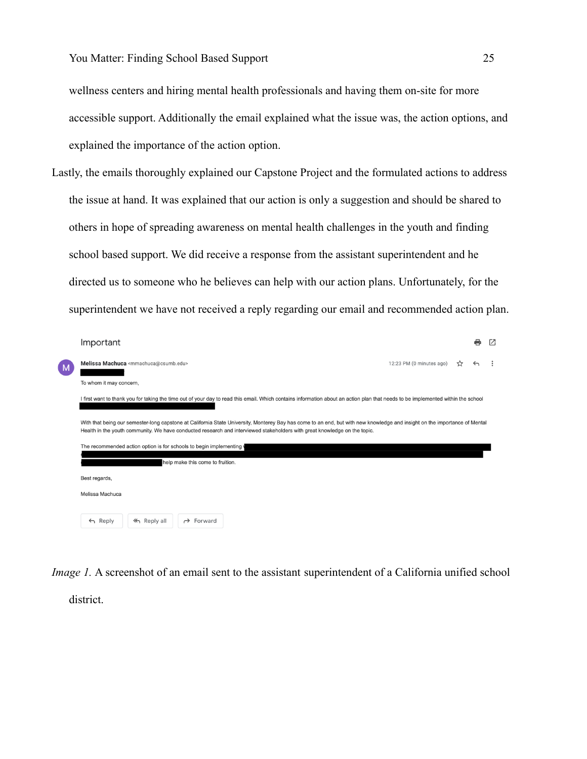wellness centers and hiring mental health professionals and having them on-site for more accessible support. Additionally the email explained what the issue was, the action options, and explained the importance of the action option.

Lastly, the emails thoroughly explained our Capstone Project and the formulated actions to address the issue at hand. It was explained that our action is only a suggestion and should be shared to others in hope of spreading awareness on mental health challenges in the youth and finding school based support. We did receive a response from the assistant superintendent and he directed us to someone who he believes can help with our action plans. Unfortunately, for the superintendent we have not received a reply regarding our email and recommended action plan.

Important

Melissa Machuca <mmachuca@csumb.edu> 12:23 PM (0 minutes ago)

To whom it may concern,

I first want to thank you for taking the time out of your day to read this email. Which contains information about an action plan that needs to be implemented within the school

With that being our semester-long capstone at California State University, Monterey Bay has come to an end, but with new knowledge and insight on the importance of Mental Health in the youth community. We have conducted research and interviewed stakeholders with great knowledge on the topic.

The recommended action option is for schools to begin implementing help make this come to fruition.

Best regards,

Melissa Machuca

Reply | Reply all | Forward

*Image 1.* A screenshot of an email sent to the assistant superintendent of a California unified school district.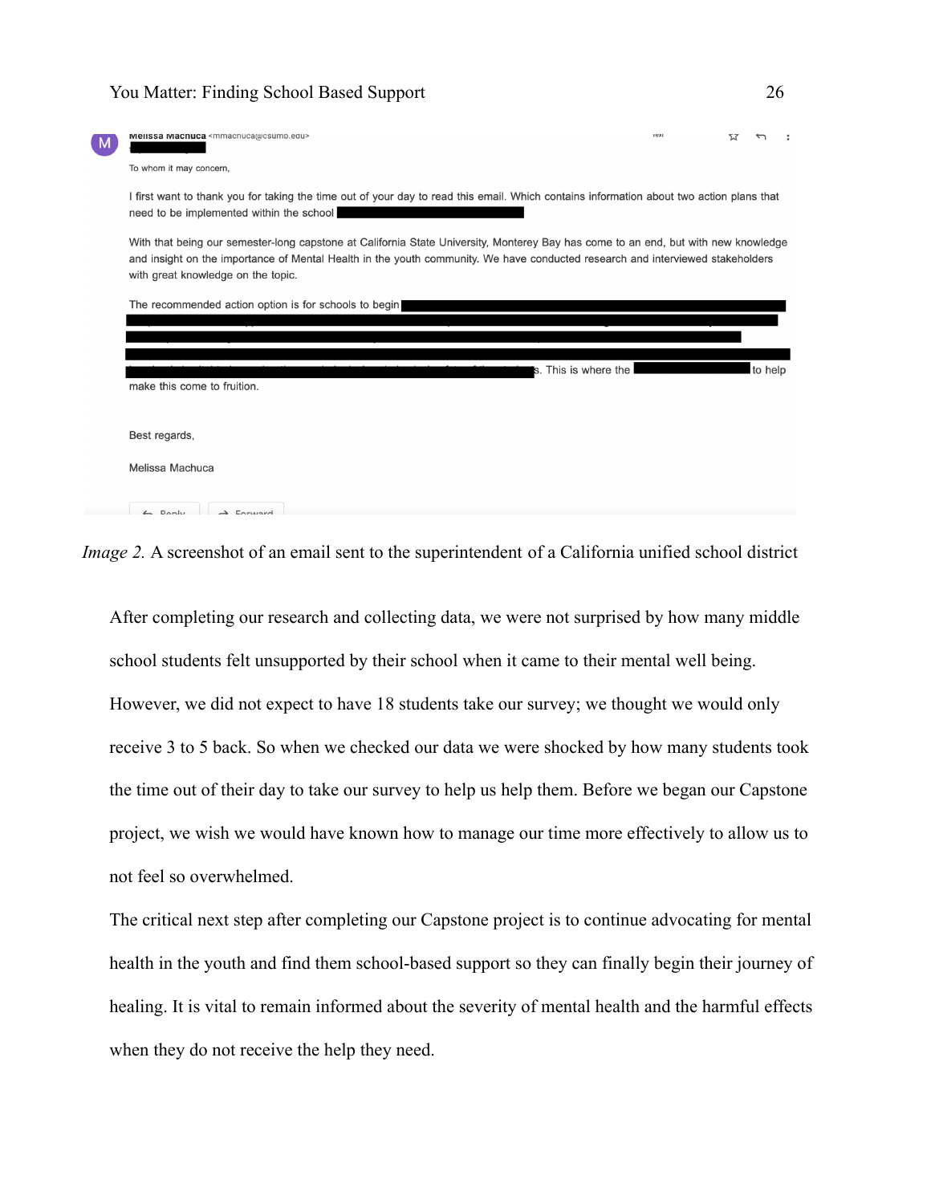Melissa Machuca <mmachuca@csumb.edu>

To whom it may concern,

I first want to thank you for taking the time out of your day to read this email. Which contains information about two action plans that need to be implemented within the school

With that being our semester-long capstone at California State University, Monterey Bay has come to an end, but with new knowledge and insight on the importance of Mental Health in the youth community. We have conducted research and interviewed stakeholders with great knowledge on the topic.

The recommended action option is for schools to begin

s. This is where the to help make this come to fruition.

Best regards,

Melissa Machuca

*Image 2.* A screenshot of an email sent to the superintendent of a California unified school district

After completing our research and collecting data, we were not surprised by how many middle school students felt unsupported by their school when it came to their mental well being. However, we did not expect to have 18 students take our survey; we thought we would only receive 3 to 5 back. So when we checked our data we were shocked by how many students took the time out of their day to take our survey to help us help them. Before we began our Capstone project, we wish we would have known how to manage our time more effectively to allow us to not feel so overwhelmed.

The critical next step after completing our Capstone project is to continue advocating for mental health in the youth and find them school-based support so they can finally begin their journey of healing. It is vital to remain informed about the severity of mental health and the harmful effects when they do not receive the help they need.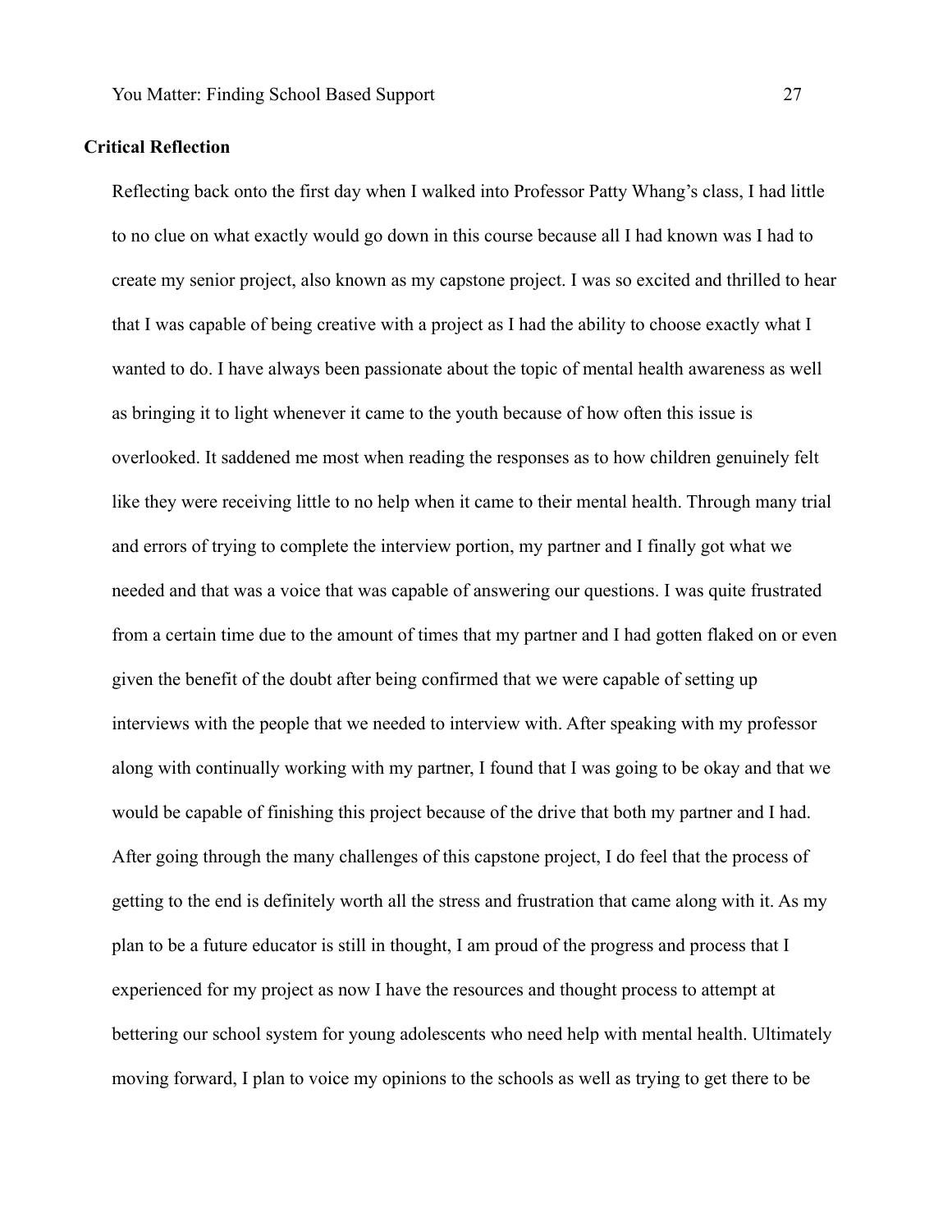**Critical Reflection**

Reflecting back onto the first day when I walked into Professor Patty Whang's class, I had little to no clue on what exactly would go down in this course because all I had known was I had to create my senior project, also known as my capstone project. I was so excited and thrilled to hear that I was capable of being creative with a project as I had the ability to choose exactly what I wanted to do. I have always been passionate about the topic of mental health awareness as well as bringing it to light whenever it came to the youth because of how often this issue is overlooked. It saddened me most when reading the responses as to how children genuinely felt like they were receiving little to no help when it came to their mental health. Through many trial and errors of trying to complete the interview portion, my partner and I finally got what we needed and that was a voice that was capable of answering our questions. I was quite frustrated from a certain time due to the amount of times that my partner and I had gotten flaked on or even given the benefit of the doubt after being confirmed that we were capable of setting up interviews with the people that we needed to interview with. After speaking with my professor along with continually working with my partner, I found that I was going to be okay and that we would be capable of finishing this project because of the drive that both my partner and I had. After going through the many challenges of this capstone project, I do feel that the process of getting to the end is definitely worth all the stress and frustration that came along with it. As my plan to be a future educator is still in thought, I am proud of the progress and process that I experienced for my project as now I have the resources and thought process to attempt at bettering our school system for young adolescents who need help with mental health. Ultimately moving forward, I plan to voice my opinions to the schools as well as trying to get there to be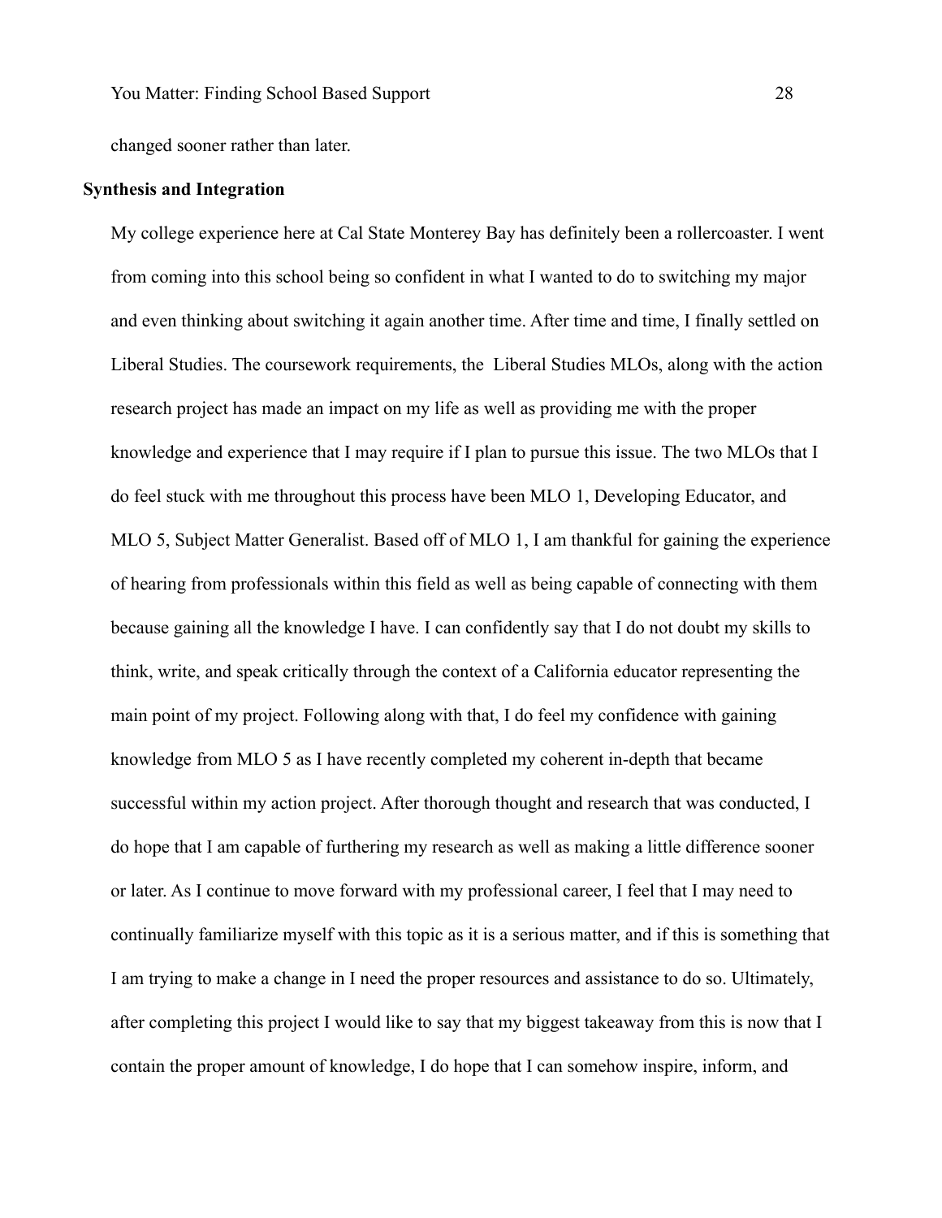changed sooner rather than later.

**Synthesis and Integration**

My college experience here at Cal State Monterey Bay has definitely been a rollercoaster. I went from coming into this school being so confident in what I wanted to do to switching my major and even thinking about switching it again another time. After time and time, I finally settled on Liberal Studies. The coursework requirements, the Liberal Studies MLOs, along with the action research project has made an impact on my life as well as providing me with the proper knowledge and experience that I may require if I plan to pursue this issue. The two MLOs that I do feel stuck with me throughout this process have been MLO 1, Developing Educator, and MLO 5, Subject Matter Generalist. Based off of MLO 1, I am thankful for gaining the experience of hearing from professionals within this field as well as being capable of connecting with them because gaining all the knowledge I have. I can confidently say that I do not doubt my skills to think, write, and speak critically through the context of a California educator representing the main point of my project. Following along with that, I do feel my confidence with gaining knowledge from MLO 5 as I have recently completed my coherent in-depth that became successful within my action project. After thorough thought and research that was conducted, I do hope that I am capable of furthering my research as well as making a little difference sooner or later. As I continue to move forward with my professional career, I feel that I may need to continually familiarize myself with this topic as it is a serious matter, and if this is something that I am trying to make a change in I need the proper resources and assistance to do so. Ultimately, after completing this project I would like to say that my biggest takeaway from this is now that I contain the proper amount of knowledge, I do hope that I can somehow inspire, inform, and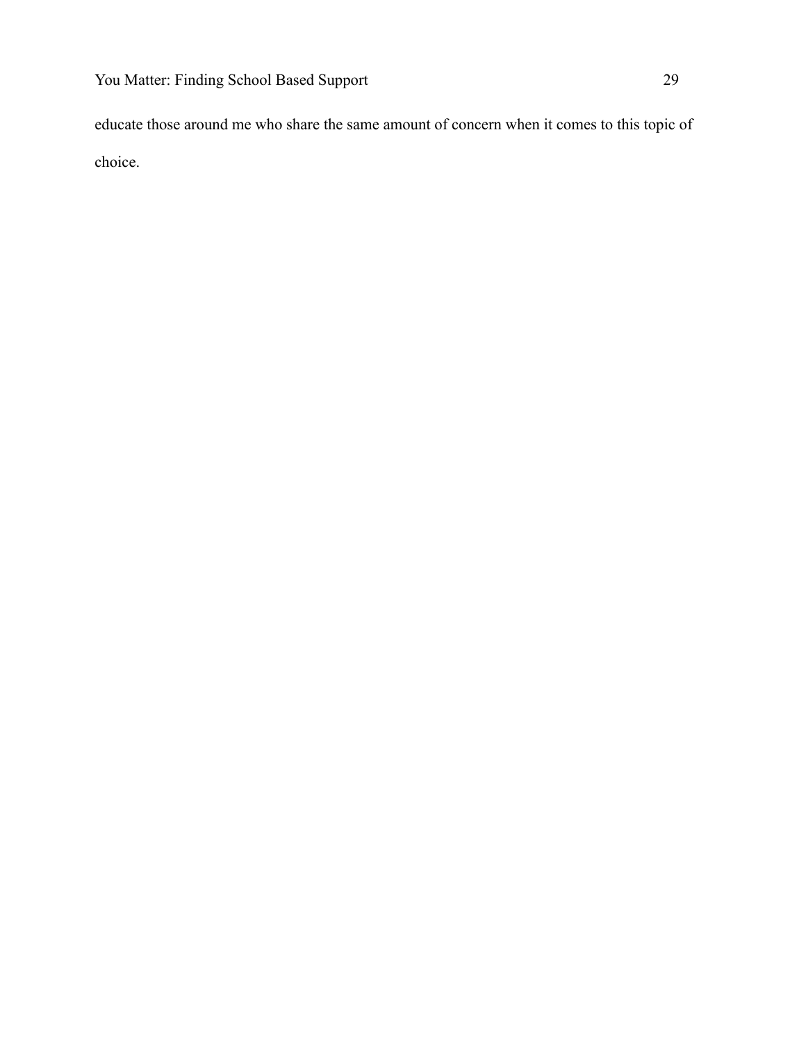educate those around me who share the same amount of concern when it comes to this topic of choice.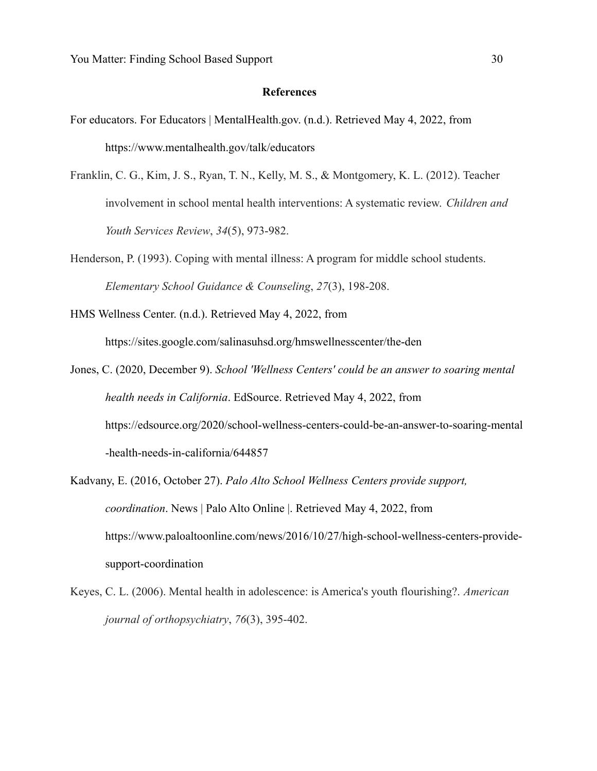## References

For educators. For Educators | MentalHealth.gov. (n.d.). Retrieved May 4, 2022, from https://www.mentalhealth.gov/talk/educators

Franklin, C. G., Kim, J. S., Ryan, T. N., Kelly, M. S., & Montgomery, K. L. (2012). Teacher involvement in school mental health interventions: A systematic review. *Children and Youth Services Review*, *34*(5), 973-982.

Henderson, P. (1993). Coping with mental illness: A program for middle school students. *Elementary School Guidance & Counseling*, *27*(3), 198-208.

HMS Wellness Center. (n.d.). Retrieved May 4, 2022, from https://sites.google.com/salinasuhsd.org/hmswellnesscenter/the-den

Jones, C. (2020, December 9). *School 'Wellness Centers' could be an answer to soaring mental health needs in California*. EdSource. Retrieved May 4, 2022, from https://edsource.org/2020/school-wellness-centers-could-be-an-answer-to-soaring-mental-health-needs-in-california/644857

Kadvany, E. (2016, October 27). *Palo Alto School Wellness Centers provide support, coordination*. News | Palo Alto Online |. Retrieved May 4, 2022, from https://www.paloaltoonline.com/news/2016/10/27/high-school-wellness-centers-provide-support-coordination

Keyes, C. L. (2006). Mental health in adolescence: is America's youth flourishing?. *American journal of orthopsychiatry*, *76*(3), 395-402.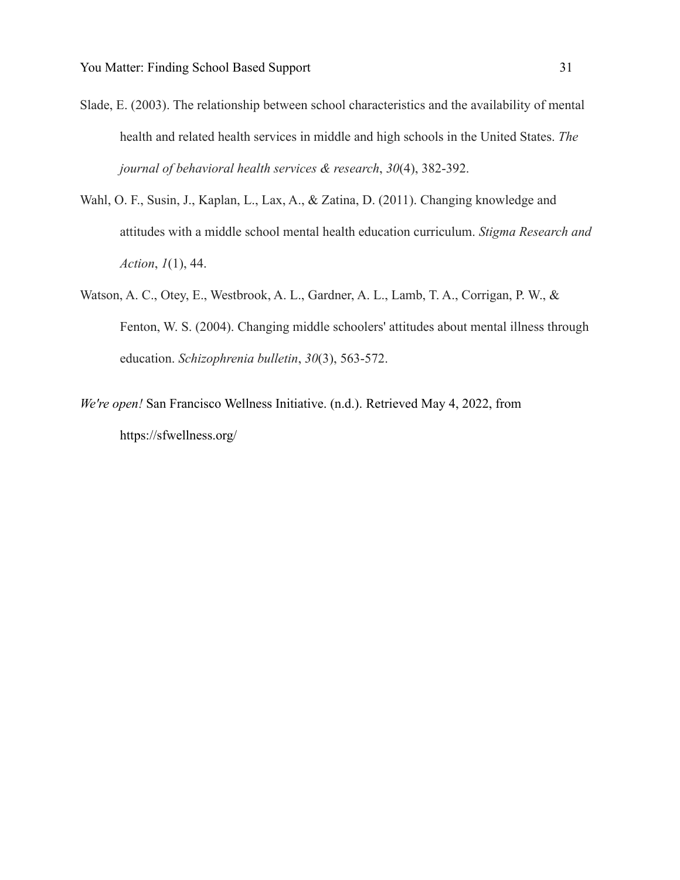Slade, E. (2003). The relationship between school characteristics and the availability of mental health and related health services in middle and high schools in the United States. *The journal of behavioral health services & research*, *30*(4), 382-392.

Wahl, O. F., Susin, J., Kaplan, L., Lax, A., & Zatina, D. (2011). Changing knowledge and attitudes with a middle school mental health education curriculum. *Stigma Research and Action*, *1*(1), 44.

Watson, A. C., Otey, E., Westbrook, A. L., Gardner, A. L., Lamb, T. A., Corrigan, P. W., & Fenton, W. S. (2004). Changing middle schoolers' attitudes about mental illness through education. *Schizophrenia bulletin*, *30*(3), 563-572.

*We're open!* San Francisco Wellness Initiative. (n.d.). Retrieved May 4, 2022, from https://sfwellness.org/